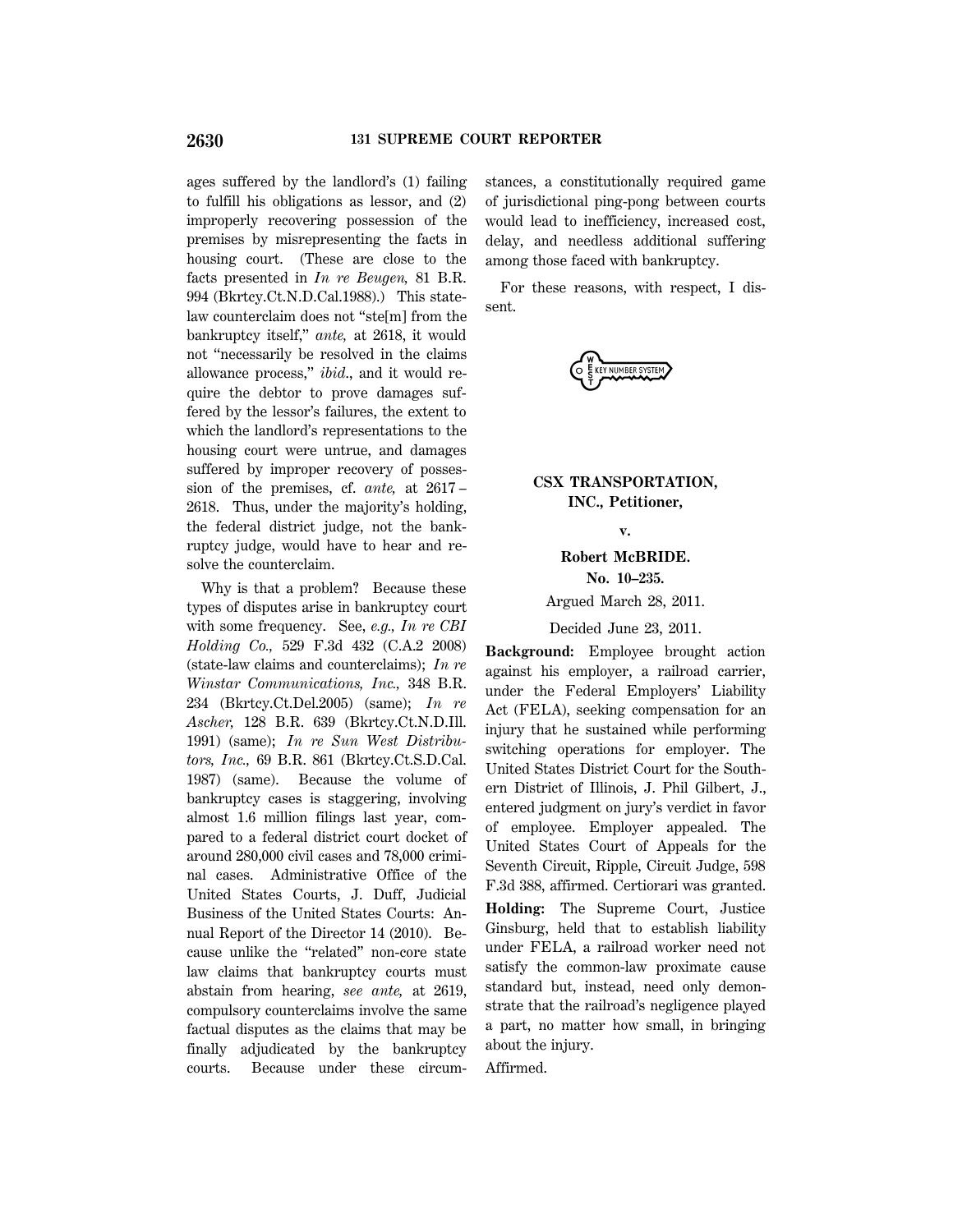ages suffered by the landlord's (1) failing to fulfill his obligations as lessor, and (2) improperly recovering possession of the premises by misrepresenting the facts in housing court. (These are close to the facts presented in *In re Beugen,* 81 B.R. 994 (Bkrtcy.Ct.N.D.Cal.1988).) This state-law counterclaim does not "ste[m] from the bankruptcy itself," *ante,* at 2618, it would not "necessarily be resolved in the claims allowance process," *ibid*., and it would require the debtor to prove damages suffered by the lessor's failures, the extent to which the landlord's representations to the housing court were untrue, and damages suffered by improper recovery of possession of the premises, cf. *ante,* at 2617–2618. Thus, under the majority's holding, the federal district judge, not the bankruptcy judge, would have to hear and resolve the counterclaim.

Why is that a problem? Because these types of disputes arise in bankruptcy court with some frequency. See, *e.g., In re CBI Holding Co.,* 529 F.3d 432 (C.A.2 2008) (state-law claims and counterclaims); *In re Winstar Communications, Inc.,* 348 B.R. 234 (Bkrtcy.Ct.Del.2005) (same); *In re Ascher,* 128 B.R. 639 (Bkrtcy.Ct.N.D.Ill. 1991) (same); *In re Sun West Distributors, Inc.,* 69 B.R. 861 (Bkrtcy.Ct.S.D.Cal. 1987) (same). Because the volume of bankruptcy cases is staggering, involving almost 1.6 million filings last year, compared to a federal district court docket of around 280,000 civil cases and 78,000 criminal cases. Administrative Office of the United States Courts, J. Duff, Judicial Business of the United States Courts: Annual Report of the Director 14 (2010). Because unlike the "related" non-core state law claims that bankruptcy courts must abstain from hearing, *see ante,* at 2619, compulsory counterclaims involve the same factual disputes as the claims that may be finally adjudicated by the bankruptcy courts. Because under these circumstances, a constitutionally required game of jurisdictional ping-pong between courts would lead to inefficiency, increased cost, delay, and needless additional suffering among those faced with bankruptcy.

For these reasons, with respect, I dissent.

## CSX TRANSPORTATION, INC., Petitioner,

v.

## Robert McBRIDE.

No. 10–235.

Argued March 28, 2011.

Decided June 23, 2011.

**Background:** Employee brought action against his employer, a railroad carrier, under the Federal Employers' Liability Act (FELA), seeking compensation for an injury that he sustained while performing switching operations for employer. The United States District Court for the Southern District of Illinois, J. Phil Gilbert, J., entered judgment on jury's verdict in favor of employee. Employer appealed. The United States Court of Appeals for the Seventh Circuit, Ripple, Circuit Judge, 598 F.3d 388, affirmed. Certiorari was granted.

**Holding:** The Supreme Court, Justice Ginsburg, held that to establish liability under FELA, a railroad worker need not satisfy the common-law proximate cause standard but, instead, need only demonstrate that the railroad's negligence played a part, no matter how small, in bringing about the injury.

Affirmed.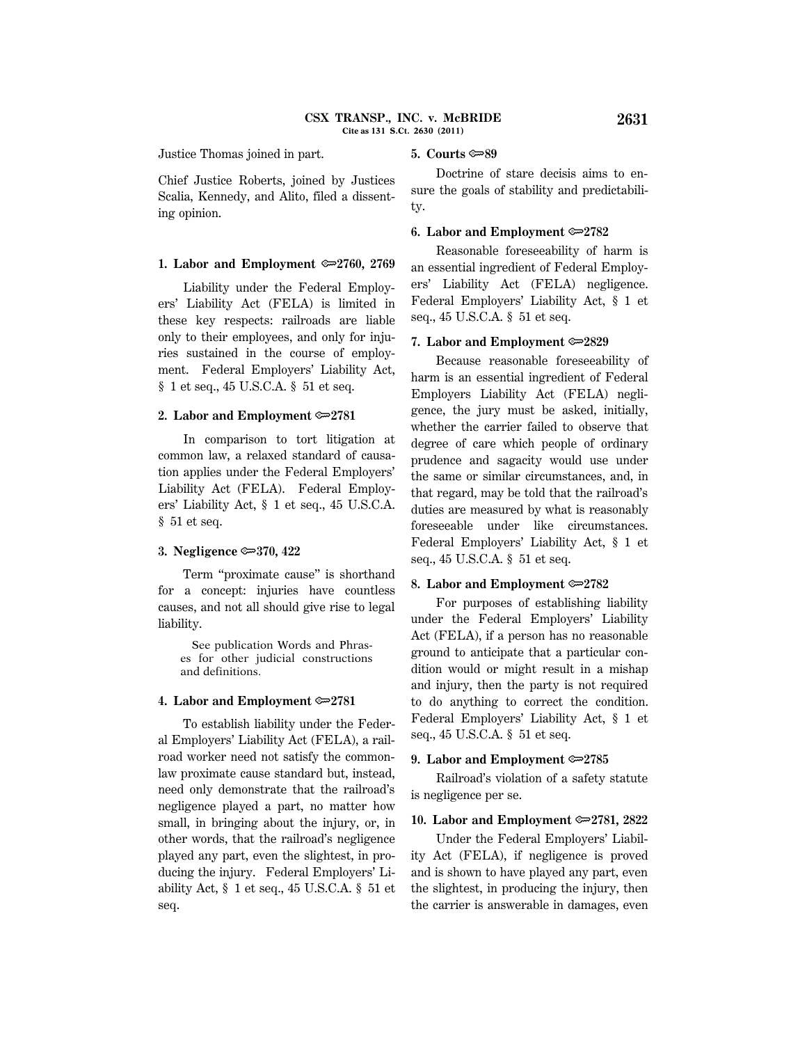Justice Thomas joined in part.

Chief Justice Roberts, joined by Justices Scalia, Kennedy, and Alito, filed a dissenting opinion.

**1. Labor and Employment ⇨2760, 2769**

Liability under the Federal Employers' Liability Act (FELA) is limited in these key respects: railroads are liable only to their employees, and only for injuries sustained in the course of employment. Federal Employers' Liability Act, § 1 et seq., 45 U.S.C.A. § 51 et seq.

**2. Labor and Employment ⇨2781**

In comparison to tort litigation at common law, a relaxed standard of causation applies under the Federal Employers' Liability Act (FELA). Federal Employers' Liability Act, § 1 et seq., 45 U.S.C.A. § 51 et seq.

**3. Negligence ⇨370, 422**

Term "proximate cause" is shorthand for a concept: injuries have countless causes, and not all should give rise to legal liability.

See publication Words and Phrases for other judicial constructions and definitions.

**4. Labor and Employment ⇨2781**

To establish liability under the Federal Employers' Liability Act (FELA), a railroad worker need not satisfy the common-law proximate cause standard but, instead, need only demonstrate that the railroad's negligence played a part, no matter how small, in bringing about the injury, or, in other words, that the railroad's negligence played any part, even the slightest, in producing the injury. Federal Employers' Liability Act, § 1 et seq., 45 U.S.C.A. § 51 et seq.

**5. Courts ⇨89**

Doctrine of stare decisis aims to ensure the goals of stability and predictability.

**6. Labor and Employment ⇨2782**

Reasonable foreseeability of harm is an essential ingredient of Federal Employers' Liability Act (FELA) negligence. Federal Employers' Liability Act, § 1 et seq., 45 U.S.C.A. § 51 et seq.

**7. Labor and Employment ⇨2829**

Because reasonable foreseeability of harm is an essential ingredient of Federal Employers Liability Act (FELA) negligence, the jury must be asked, initially, whether the carrier failed to observe that degree of care which people of ordinary prudence and sagacity would use under the same or similar circumstances, and, in that regard, may be told that the railroad's duties are measured by what is reasonably foreseeable under like circumstances. Federal Employers' Liability Act, § 1 et seq., 45 U.S.C.A. § 51 et seq.

**8. Labor and Employment ⇨2782**

For purposes of establishing liability under the Federal Employers' Liability Act (FELA), if a person has no reasonable ground to anticipate that a particular condition would or might result in a mishap and injury, then the party is not required to do anything to correct the condition. Federal Employers' Liability Act, § 1 et seq., 45 U.S.C.A. § 51 et seq.

**9. Labor and Employment ⇨2785**

Railroad's violation of a safety statute is negligence per se.

**10. Labor and Employment ⇨2781, 2822**

Under the Federal Employers' Liability Act (FELA), if negligence is proved and is shown to have played any part, even the slightest, in producing the injury, then the carrier is answerable in damages, even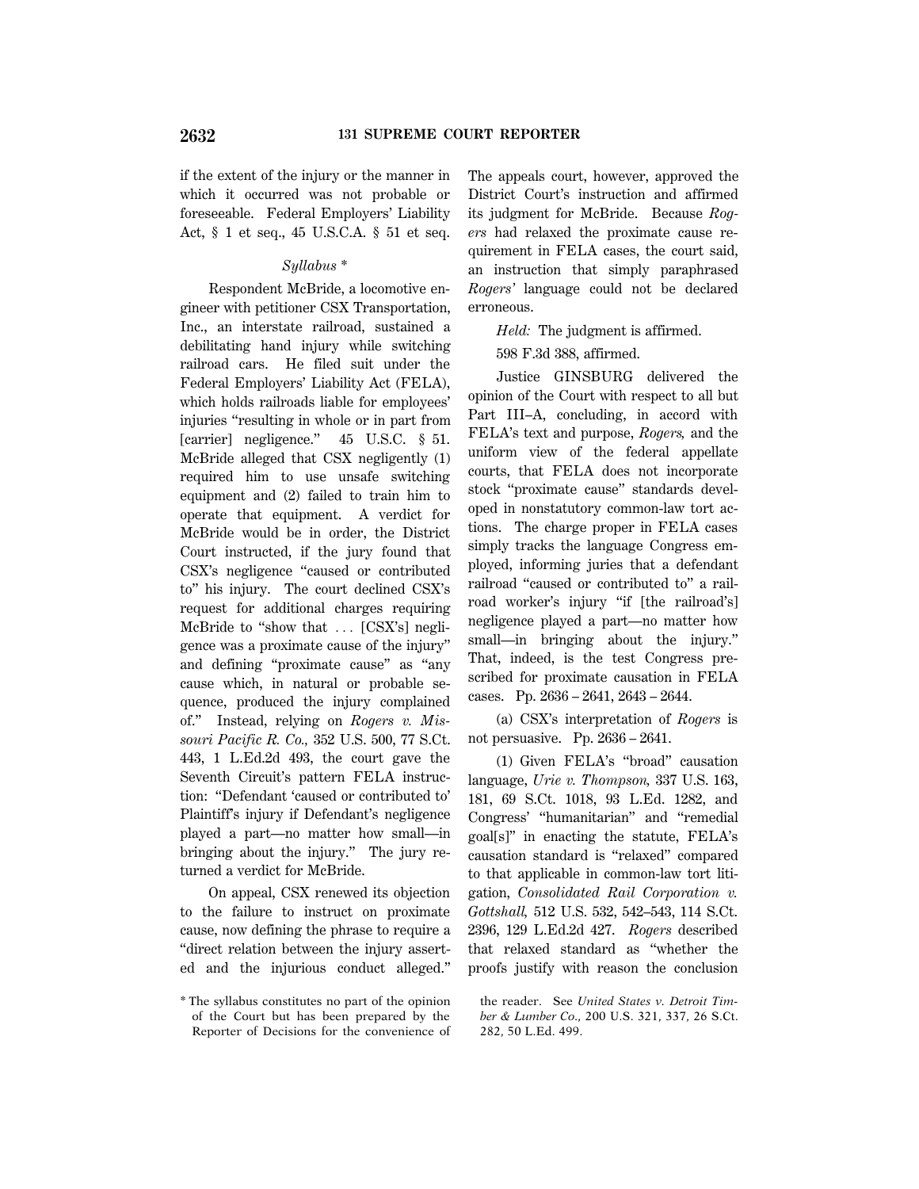if the extent of the injury or the manner in which it occurred was not probable or foreseeable. Federal Employers' Liability Act, § 1 et seq., 45 U.S.C.A. § 51 et seq.

*Syllabus* *

Respondent McBride, a locomotive engineer with petitioner CSX Transportation, Inc., an interstate railroad, sustained a debilitating hand injury while switching railroad cars. He filed suit under the Federal Employers' Liability Act (FELA), which holds railroads liable for employees' injuries "resulting in whole or in part from [carrier] negligence." 45 U.S.C. § 51. McBride alleged that CSX negligently (1) required him to use unsafe switching equipment and (2) failed to train him to operate that equipment. A verdict for McBride would be in order, the District Court instructed, if the jury found that CSX's negligence "caused or contributed to" his injury. The court declined CSX's request for additional charges requiring McBride to "show that ... [CSX's] negligence was a proximate cause of the injury" and defining "proximate cause" as "any cause which, in natural or probable sequence, produced the injury complained of." Instead, relying on *Rogers v. Missouri Pacific R. Co.,* 352 U.S. 500, 77 S.Ct. 443, 1 L.Ed.2d 493, the court gave the Seventh Circuit's pattern FELA instruction: "Defendant 'caused or contributed to' Plaintiff's injury if Defendant's negligence played a part—no matter how small—in bringing about the injury." The jury returned a verdict for McBride.

On appeal, CSX renewed its objection to the failure to instruct on proximate cause, now defining the phrase to require a "direct relation between the injury asserted and the injurious conduct alleged." The appeals court, however, approved the District Court's instruction and affirmed its judgment for McBride. Because *Rogers* had relaxed the proximate cause requirement in FELA cases, the court said, an instruction that simply paraphrased *Rogers'* language could not be declared erroneous.

*Held:* The judgment is affirmed.

598 F.3d 388, affirmed.

Justice GINSBURG delivered the opinion of the Court with respect to all but Part III–A, concluding, in accord with FELA's text and purpose, *Rogers,* and the uniform view of the federal appellate courts, that FELA does not incorporate stock "proximate cause" standards developed in nonstatutory common-law tort actions. The charge proper in FELA cases simply tracks the language Congress employed, informing juries that a defendant railroad "caused or contributed to" a railroad worker's injury "if [the railroad's] negligence played a part—no matter how small—in bringing about the injury." That, indeed, is the test Congress prescribed for proximate causation in FELA cases. Pp. 2636 – 2641, 2643 – 2644.

(a) CSX's interpretation of *Rogers* is not persuasive. Pp. 2636 – 2641.

(1) Given FELA's "broad" causation language, *Urie v. Thompson,* 337 U.S. 163, 181, 69 S.Ct. 1018, 93 L.Ed. 1282, and Congress' "humanitarian" and "remedial goal[s]" in enacting the statute, FELA's causation standard is "relaxed" compared to that applicable in common-law tort litigation, *Consolidated Rail Corporation v. Gottshall,* 512 U.S. 532, 542–543, 114 S.Ct. 2396, 129 L.Ed.2d 427. *Rogers* described that relaxed standard as "whether the proofs justify with reason the conclusion

\* The syllabus constitutes no part of the opinion of the Court but has been prepared by the Reporter of Decisions for the convenience of the reader. See *United States v. Detroit Timber & Lumber Co.,* 200 U.S. 321, 337, 26 S.Ct. 282, 50 L.Ed. 499.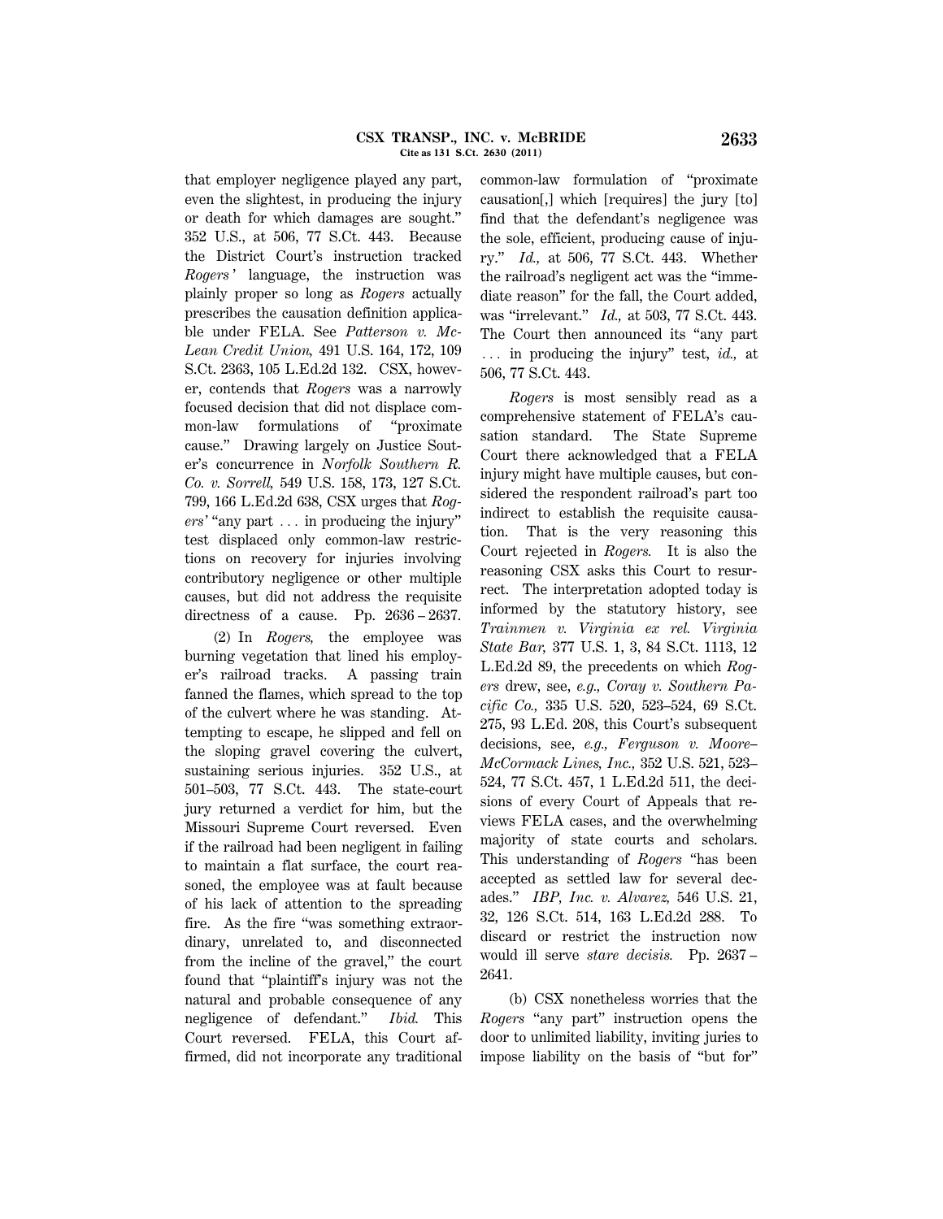that employer negligence played any part, even the slightest, in producing the injury or death for which damages are sought." 352 U.S., at 506, 77 S.Ct. 443. Because the District Court's instruction tracked *Rogers'* language, the instruction was plainly proper so long as *Rogers* actually prescribes the causation definition applicable under FELA. See *Patterson v. McLean Credit Union,* 491 U.S. 164, 172, 109 S.Ct. 2363, 105 L.Ed.2d 132. CSX, however, contends that *Rogers* was a narrowly focused decision that did not displace common-law formulations of "proximate cause." Drawing largely on Justice Souter's concurrence in *Norfolk Southern R. Co. v. Sorrell,* 549 U.S. 158, 173, 127 S.Ct. 799, 166 L.Ed.2d 638, CSX urges that *Rogers'* "any part . . . in producing the injury" test displaced only common-law restrictions on recovery for injuries involving contributory negligence or other multiple causes, but did not address the requisite directness of a cause. Pp. 2636 – 2637.

(2) In *Rogers,* the employee was burning vegetation that lined his employer's railroad tracks. A passing train fanned the flames, which spread to the top of the culvert where he was standing. Attempting to escape, he slipped and fell on the sloping gravel covering the culvert, sustaining serious injuries. 352 U.S., at 501–503, 77 S.Ct. 443. The state-court jury returned a verdict for him, but the Missouri Supreme Court reversed. Even if the railroad had been negligent in failing to maintain a flat surface, the court reasoned, the employee was at fault because of his lack of attention to the spreading fire. As the fire "was something extraordinary, unrelated to, and disconnected from the incline of the gravel," the court found that "plaintiff's injury was not the natural and probable consequence of any negligence of defendant." *Ibid.* This Court reversed. FELA, this Court affirmed, did not incorporate any traditional common-law formulation of "proximate causation[,] which [requires] the jury [to] find that the defendant's negligence was the sole, efficient, producing cause of injury." *Id.,* at 506, 77 S.Ct. 443. Whether the railroad's negligent act was the "immediate reason" for the fall, the Court added, was "irrelevant." *Id.,* at 503, 77 S.Ct. 443. The Court then announced its "any part . . . in producing the injury" test, *id.,* at 506, 77 S.Ct. 443.

*Rogers* is most sensibly read as a comprehensive statement of FELA's causation standard. The State Supreme Court there acknowledged that a FELA injury might have multiple causes, but considered the respondent railroad's part too indirect to establish the requisite causation. That is the very reasoning this Court rejected in *Rogers.* It is also the reasoning CSX asks this Court to resurrect. The interpretation adopted today is informed by the statutory history, see *Trainmen v. Virginia ex rel. Virginia State Bar,* 377 U.S. 1, 3, 84 S.Ct. 1113, 12 L.Ed.2d 89, the precedents on which *Rogers* drew, see, *e.g., Coray v. Southern Pacific Co.,* 335 U.S. 520, 523–524, 69 S.Ct. 275, 93 L.Ed. 208, this Court's subsequent decisions, see, *e.g., Ferguson v. Moore–McCormack Lines, Inc.,* 352 U.S. 521, 523–524, 77 S.Ct. 457, 1 L.Ed.2d 511, the decisions of every Court of Appeals that reviews FELA cases, and the overwhelming majority of state courts and scholars. This understanding of *Rogers* "has been accepted as settled law for several decades." *IBP, Inc. v. Alvarez,* 546 U.S. 21, 32, 126 S.Ct. 514, 163 L.Ed.2d 288. To discard or restrict the instruction now would ill serve *stare decisis.* Pp. 2637 – 2641.

(b) CSX nonetheless worries that the *Rogers* "any part" instruction opens the door to unlimited liability, inviting juries to impose liability on the basis of "but for"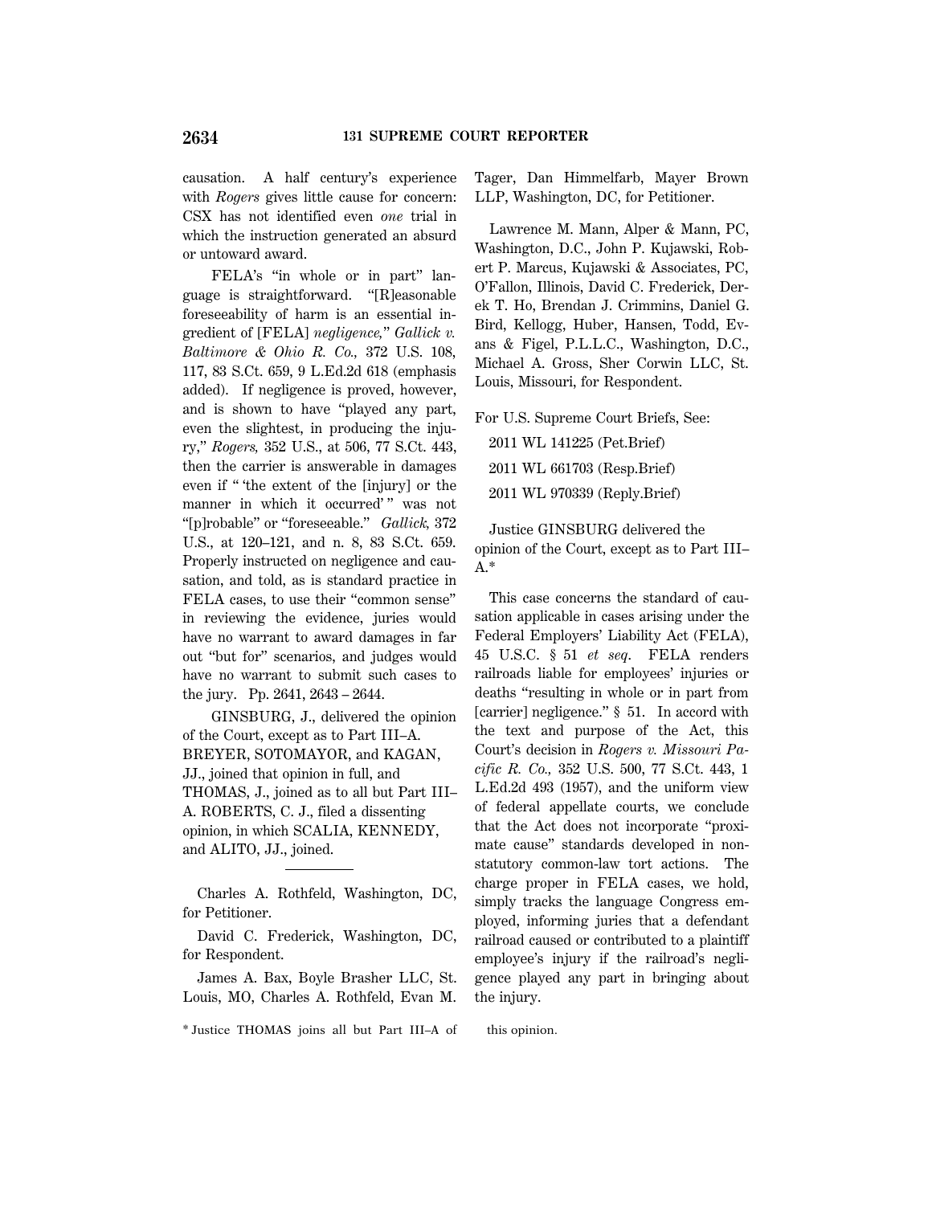causation. A half century's experience with *Rogers* gives little cause for concern: CSX has not identified even *one* trial in which the instruction generated an absurd or untoward award.

FELA's "in whole or in part" language is straightforward. "[R]easonable foreseeability of harm is an essential ingredient of [FELA] *negligence,*" *Gallick v. Baltimore & Ohio R. Co.,* 372 U.S. 108, 117, 83 S.Ct. 659, 9 L.Ed.2d 618 (emphasis added). If negligence is proved, however, and is shown to have "played any part, even the slightest, in producing the injury," *Rogers,* 352 U.S., at 506, 77 S.Ct. 443, then the carrier is answerable in damages even if " 'the extent of the [injury] or the manner in which it occurred' " was not "[p]robable" or "foreseeable." *Gallick,* 372 U.S., at 120–121, and n. 8, 83 S.Ct. 659. Properly instructed on negligence and causation, and told, as is standard practice in FELA cases, to use their "common sense" in reviewing the evidence, juries would have no warrant to award damages in far out "but for" scenarios, and judges would have no warrant to submit such cases to the jury. Pp. 2641, 2643 – 2644.

GINSBURG, J., delivered the opinion of the Court, except as to Part III–A. BREYER, SOTOMAYOR, and KAGAN, JJ., joined that opinion in full, and THOMAS, J., joined as to all but Part III–A. ROBERTS, C. J., filed a dissenting opinion, in which SCALIA, KENNEDY, and ALITO, JJ., joined.

---

Charles A. Rothfeld, Washington, DC, for Petitioner.

David C. Frederick, Washington, DC, for Respondent.

James A. Bax, Boyle Brasher LLC, St. Louis, MO, Charles A. Rothfeld, Evan M. Tager, Dan Himmelfarb, Mayer Brown LLP, Washington, DC, for Petitioner.

Lawrence M. Mann, Alper & Mann, PC, Washington, D.C., John P. Kujawski, Robert P. Marcus, Kujawski & Associates, PC, O'Fallon, Illinois, David C. Frederick, Derek T. Ho, Brendan J. Crimmins, Daniel G. Bird, Kellogg, Huber, Hansen, Todd, Evans & Figel, P.L.L.C., Washington, D.C., Michael A. Gross, Sher Corwin LLC, St. Louis, Missouri, for Respondent.

For U.S. Supreme Court Briefs, See:

2011 WL 141225 (Pet.Brief)

2011 WL 661703 (Resp.Brief)

2011 WL 970339 (Reply.Brief)

Justice GINSBURG delivered the opinion of the Court, except as to Part III–A.*

This case concerns the standard of causation applicable in cases arising under the Federal Employers' Liability Act (FELA), 45 U.S.C. § 51 *et seq.* FELA renders railroads liable for employees' injuries or deaths "resulting in whole or in part from [carrier] negligence." § 51. In accord with the text and purpose of the Act, this Court's decision in *Rogers v. Missouri Pacific R. Co.,* 352 U.S. 500, 77 S.Ct. 443, 1 L.Ed.2d 493 (1957), and the uniform view of federal appellate courts, we conclude that the Act does not incorporate "proximate cause" standards developed in nonstatutory common-law tort actions. The charge proper in FELA cases, we hold, simply tracks the language Congress employed, informing juries that a defendant railroad caused or contributed to a plaintiff employee's injury if the railroad's negligence played any part in bringing about the injury.

\* Justice THOMAS joins all but Part III–A of this opinion.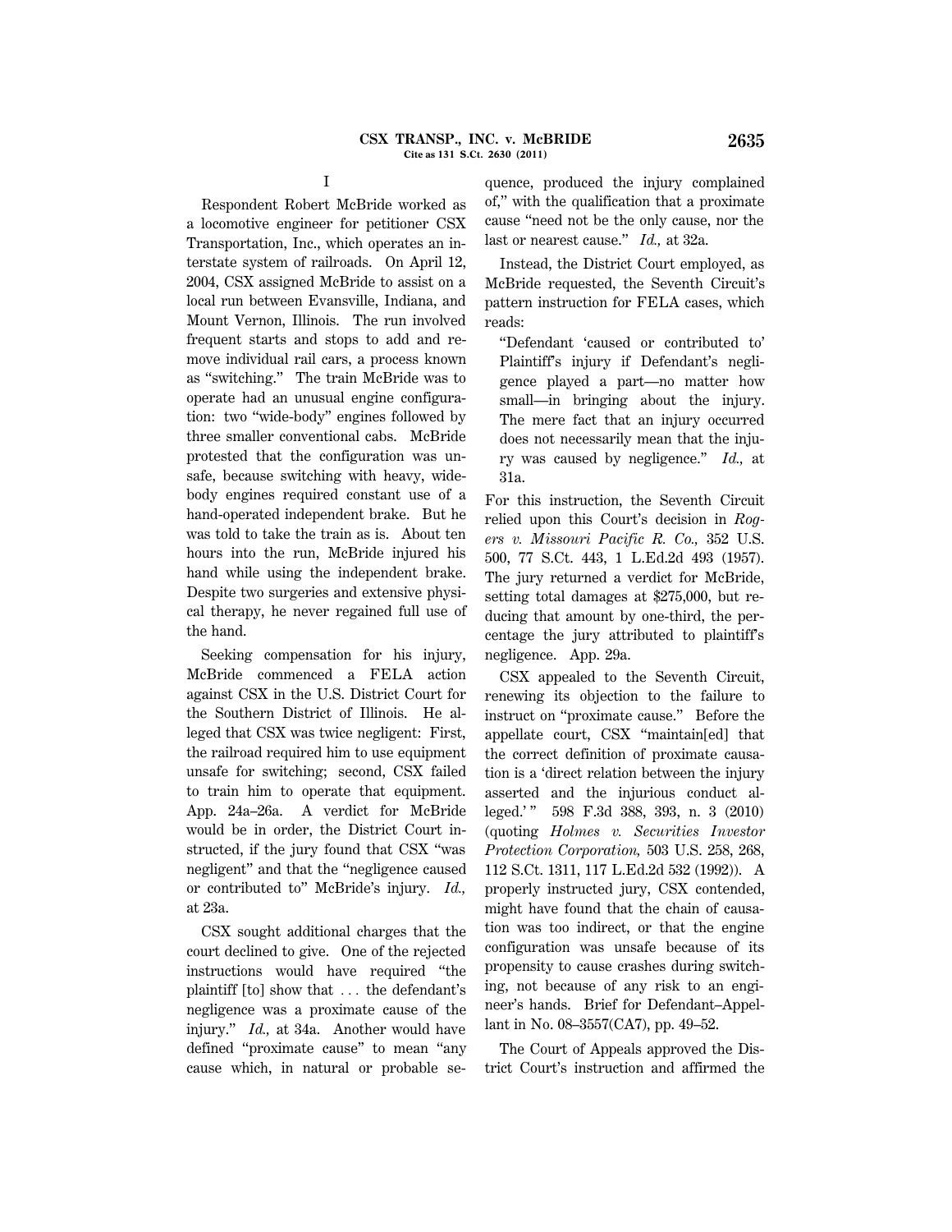# I

Respondent Robert McBride worked as a locomotive engineer for petitioner CSX Transportation, Inc., which operates an interstate system of railroads. On April 12, 2004, CSX assigned McBride to assist on a local run between Evansville, Indiana, and Mount Vernon, Illinois. The run involved frequent starts and stops to add and remove individual rail cars, a process known as "switching." The train McBride was to operate had an unusual engine configuration: two "wide-body" engines followed by three smaller conventional cabs. McBride protested that the configuration was unsafe, because switching with heavy, wide-body engines required constant use of a hand-operated independent brake. But he was told to take the train as is. About ten hours into the run, McBride injured his hand while using the independent brake. Despite two surgeries and extensive physical therapy, he never regained full use of the hand.

Seeking compensation for his injury, McBride commenced a FELA action against CSX in the U.S. District Court for the Southern District of Illinois. He alleged that CSX was twice negligent: First, the railroad required him to use equipment unsafe for switching; second, CSX failed to train him to operate that equipment. App. 24a–26a. A verdict for McBride would be in order, the District Court instructed, if the jury found that CSX "was negligent" and that the "negligence caused or contributed to" McBride's injury. *Id.,* at 23a.

CSX sought additional charges that the court declined to give. One of the rejected instructions would have required "the plaintiff [to] show that . . . the defendant's negligence was a proximate cause of the injury." *Id.,* at 34a. Another would have defined "proximate cause" to mean "any cause which, in natural or probable sequence, produced the injury complained of," with the qualification that a proximate cause "need not be the only cause, nor the last or nearest cause." *Id.,* at 32a.

Instead, the District Court employed, as McBride requested, the Seventh Circuit's pattern instruction for FELA cases, which reads:

> "Defendant 'caused or contributed to' Plaintiff's injury if Defendant's negligence played a part—no matter how small—in bringing about the injury. The mere fact that an injury occurred does not necessarily mean that the injury was caused by negligence." *Id.,* at 31a.

For this instruction, the Seventh Circuit relied upon this Court's decision in *Rogers v. Missouri Pacific R. Co.,* 352 U.S. 500, 77 S.Ct. 443, 1 L.Ed.2d 493 (1957). The jury returned a verdict for McBride, setting total damages at $275,000, but reducing that amount by one-third, the percentage the jury attributed to plaintiff's negligence. App. 29a.

CSX appealed to the Seventh Circuit, renewing its objection to the failure to instruct on "proximate cause." Before the appellate court, CSX "maintain[ed] that the correct definition of proximate causation is a 'direct relation between the injury asserted and the injurious conduct alleged.'" 598 F.3d 388, 393, n. 3 (2010) (quoting *Holmes v. Securities Investor Protection Corporation,* 503 U.S. 258, 268, 112 S.Ct. 1311, 117 L.Ed.2d 532 (1992)). A properly instructed jury, CSX contended, might have found that the chain of causation was too indirect, or that the engine configuration was unsafe because of its propensity to cause crashes during switching, not because of any risk to an engineer's hands. Brief for Defendant–Appellant in No. 08–3557(CA7), pp. 49–52.

The Court of Appeals approved the District Court's instruction and affirmed the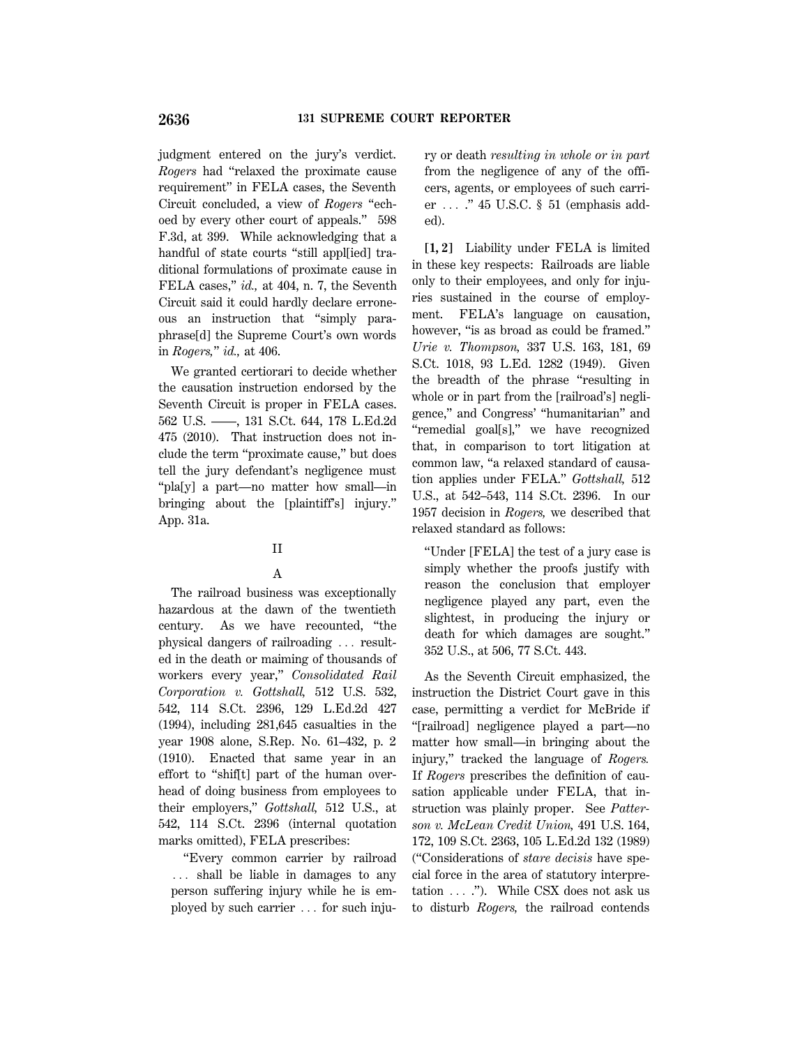judgment entered on the jury's verdict. *Rogers* had "relaxed the proximate cause requirement" in FELA cases, the Seventh Circuit concluded, a view of *Rogers* "echoed by every other court of appeals." 598 F.3d, at 399. While acknowledging that a handful of state courts "still appl[ied] traditional formulations of proximate cause in FELA cases," *id.,* at 404, n. 7, the Seventh Circuit said it could hardly declare erroneous an instruction that "simply paraphrase[d] the Supreme Court's own words in *Rogers,*" *id.,* at 406.

We granted certiorari to decide whether the causation instruction endorsed by the Seventh Circuit is proper in FELA cases. 562 U.S. ––––, 131 S.Ct. 644, 178 L.Ed.2d 475 (2010). That instruction does not include the term "proximate cause," but does tell the jury defendant's negligence must "pla[y] a part—no matter how small—in bringing about the [plaintiff's] injury." App. 31a.

## II

### A

The railroad business was exceptionally hazardous at the dawn of the twentieth century. As we have recounted, "the physical dangers of railroading . . . resulted in the death or maiming of thousands of workers every year," *Consolidated Rail Corporation v. Gottshall,* 512 U.S. 532, 542, 114 S.Ct. 2396, 129 L.Ed.2d 427 (1994), including 281,645 casualties in the year 1908 alone, S.Rep. No. 61–432, p. 2 (1910). Enacted that same year in an effort to "shif[t] part of the human overhead of doing business from employees to their employers," *Gottshall,* 512 U.S., at 542, 114 S.Ct. 2396 (internal quotation marks omitted), FELA prescribes:

> "Every common carrier by railroad . . . shall be liable in damages to any person suffering injury while he is employed by such carrier . . . for such injury or death *resulting in whole or in part* from the negligence of any of the officers, agents, or employees of such carrier . . . ." 45 U.S.C. § 51 (emphasis added).

**[1, 2]** Liability under FELA is limited in these key respects: Railroads are liable only to their employees, and only for injuries sustained in the course of employment. FELA's language on causation, however, "is as broad as could be framed." *Urie v. Thompson,* 337 U.S. 163, 181, 69 S.Ct. 1018, 93 L.Ed. 1282 (1949). Given the breadth of the phrase "resulting in whole or in part from the [railroad's] negligence," and Congress' "humanitarian" and "remedial goal[s]," we have recognized that, in comparison to tort litigation at common law, "a relaxed standard of causation applies under FELA." *Gottshall,* 512 U.S., at 542–543, 114 S.Ct. 2396. In our 1957 decision in *Rogers,* we described that relaxed standard as follows:

> "Under [FELA] the test of a jury case is simply whether the proofs justify with reason the conclusion that employer negligence played any part, even the slightest, in producing the injury or death for which damages are sought." 352 U.S., at 506, 77 S.Ct. 443.

As the Seventh Circuit emphasized, the instruction the District Court gave in this case, permitting a verdict for McBride if "[railroad] negligence played a part—no matter how small—in bringing about the injury," tracked the language of *Rogers.* If *Rogers* prescribes the definition of causation applicable under FELA, that instruction was plainly proper. See *Patterson v. McLean Credit Union,* 491 U.S. 164, 172, 109 S.Ct. 2363, 105 L.Ed.2d 132 (1989) ("Considerations of *stare decisis* have special force in the area of statutory interpretation . . . ."). While CSX does not ask us to disturb *Rogers,* the railroad contends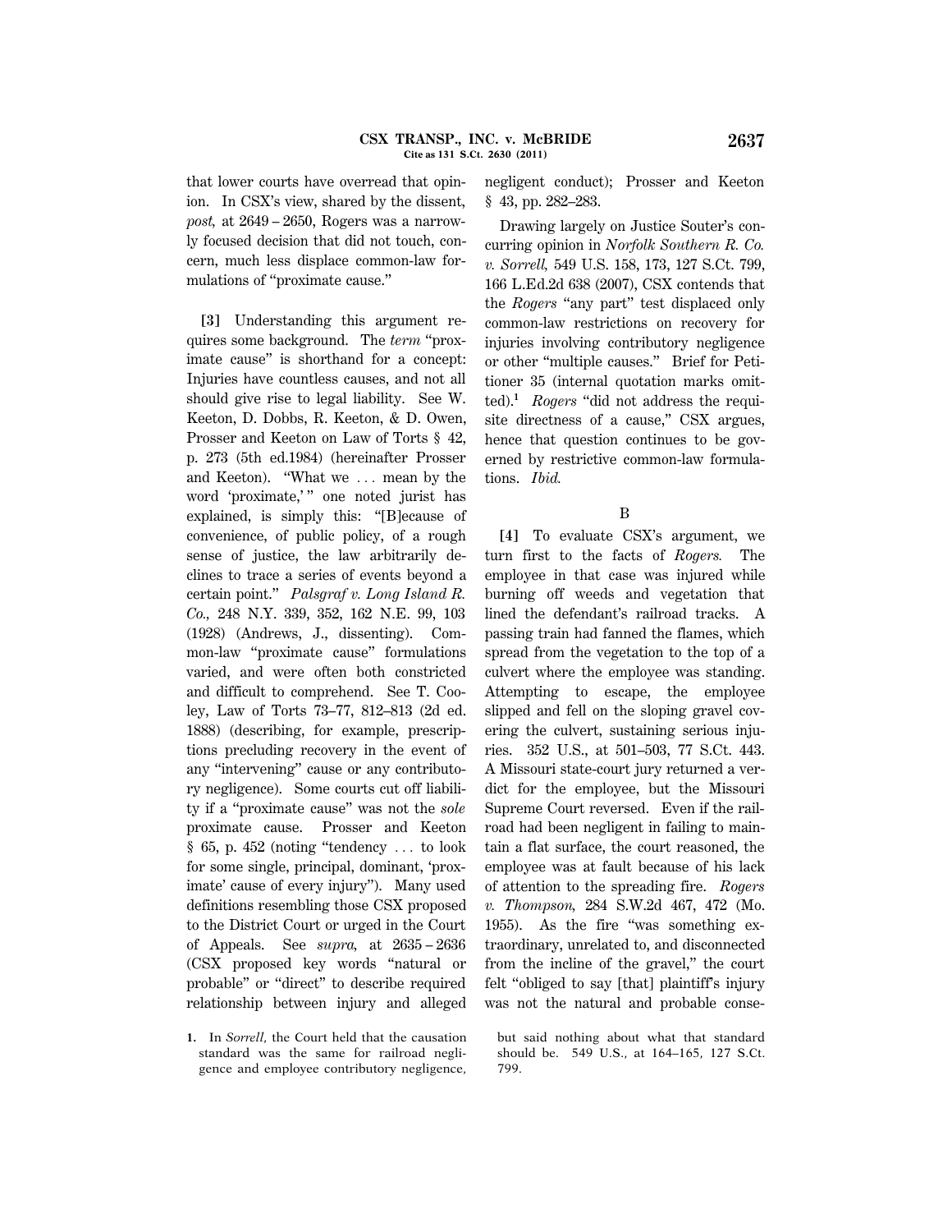that lower courts have overread that opinion. In CSX's view, shared by the dissent, *post,* at 2649 – 2650, Rogers was a narrowly focused decision that did not touch, concern, much less displace common-law formulations of "proximate cause."

**[3]** Understanding this argument requires some background. The *term* "proximate cause" is shorthand for a concept: Injuries have countless causes, and not all should give rise to legal liability. See W. Keeton, D. Dobbs, R. Keeton, & D. Owen, Prosser and Keeton on Law of Torts § 42, p. 273 (5th ed.1984) (hereinafter Prosser and Keeton). "What we ... mean by the word 'proximate,'" one noted jurist has explained, is simply this: "[B]ecause of convenience, of public policy, of a rough sense of justice, the law arbitrarily declines to trace a series of events beyond a certain point." *Palsgraf v. Long Island R. Co.,* 248 N.Y. 339, 352, 162 N.E. 99, 103 (1928) (Andrews, J., dissenting). Common-law "proximate cause" formulations varied, and were often both constricted and difficult to comprehend. See T. Cooley, Law of Torts 73–77, 812–813 (2d ed. 1888) (describing, for example, prescriptions precluding recovery in the event of any "intervening" cause or any contributory negligence). Some courts cut off liability if a "proximate cause" was not the *sole* proximate cause. Prosser and Keeton § 65, p. 452 (noting "tendency ... to look for some single, principal, dominant, 'proximate' cause of every injury"). Many used definitions resembling those CSX proposed to the District Court or urged in the Court of Appeals. See *supra,* at 2635 – 2636 (CSX proposed key words "natural or probable" or "direct" to describe required relationship between injury and alleged negligent conduct); Prosser and Keeton § 43, pp. 282–283.

Drawing largely on Justice Souter's concurring opinion in *Norfolk Southern R. Co. v. Sorrell,* 549 U.S. 158, 173, 127 S.Ct. 799, 166 L.Ed.2d 638 (2007), CSX contends that the *Rogers* "any part" test displaced only common-law restrictions on recovery for injuries involving contributory negligence or other "multiple causes." Brief for Petitioner 35 (internal quotation marks omitted).[1] *Rogers* "did not address the requisite directness of a cause," CSX argues, hence that question continues to be governed by restrictive common-law formulations. *Ibid.*

## B

**[4]** To evaluate CSX's argument, we turn first to the facts of *Rogers.* The employee in that case was injured while burning off weeds and vegetation that lined the defendant's railroad tracks. A passing train had fanned the flames, which spread from the vegetation to the top of a culvert where the employee was standing. Attempting to escape, the employee slipped and fell on the sloping gravel covering the culvert, sustaining serious injuries. 352 U.S., at 501–503, 77 S.Ct. 443. A Missouri state-court jury returned a verdict for the employee, but the Missouri Supreme Court reversed. Even if the railroad had been negligent in failing to maintain a flat surface, the court reasoned, the employee was at fault because of his lack of attention to the spreading fire. *Rogers v. Thompson,* 284 S.W.2d 467, 472 (Mo. 1955). As the fire "was something extraordinary, unrelated to, and disconnected from the incline of the gravel," the court felt "obliged to say [that] plaintiff's injury was not the natural and probable conse-

---

1. In *Sorrell,* the Court held that the causation standard was the same for railroad negligence and employee contributory negligence, but said nothing about what that standard should be. 549 U.S., at 164–165, 127 S.Ct. 799.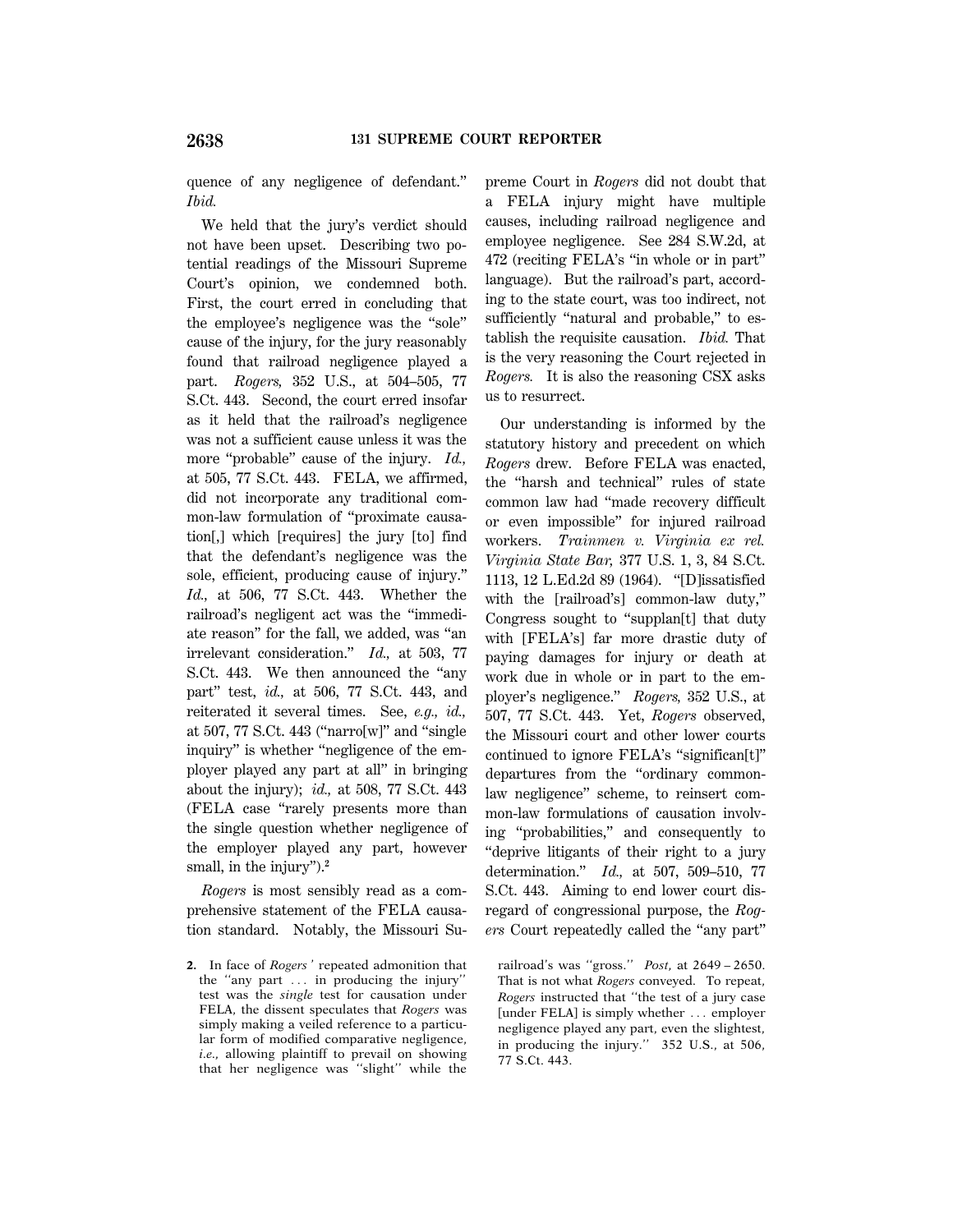quence of any negligence of defendant." *Ibid.*

We held that the jury's verdict should not have been upset. Describing two potential readings of the Missouri Supreme Court's opinion, we condemned both. First, the court erred in concluding that the employee's negligence was the "sole" cause of the injury, for the jury reasonably found that railroad negligence played a part. *Rogers,* 352 U.S., at 504–505, 77 S.Ct. 443. Second, the court erred insofar as it held that the railroad's negligence was not a sufficient cause unless it was the more "probable" cause of the injury. *Id.,* at 505, 77 S.Ct. 443. FELA, we affirmed, did not incorporate any traditional common-law formulation of "proximate causation[,] which [requires] the jury [to] find that the defendant's negligence was the sole, efficient, producing cause of injury." *Id.,* at 506, 77 S.Ct. 443. Whether the railroad's negligent act was the "immediate reason" for the fall, we added, was "an irrelevant consideration." *Id.,* at 503, 77 S.Ct. 443. We then announced the "any part" test, *id.,* at 506, 77 S.Ct. 443, and reiterated it several times. See, *e.g., id.,* at 507, 77 S.Ct. 443 ("narro[w]" and "single inquiry" is whether "negligence of the employer played any part at all" in bringing about the injury); *id.,* at 508, 77 S.Ct. 443 (FELA case "rarely presents more than the single question whether negligence of the employer played any part, however small, in the injury").[2]

*Rogers* is most sensibly read as a comprehensive statement of the FELA causation standard. Notably, the Missouri Supreme Court in *Rogers* did not doubt that a FELA injury might have multiple causes, including railroad negligence and employee negligence. See 284 S.W.2d, at 472 (reciting FELA's "in whole or in part" language). But the railroad's part, according to the state court, was too indirect, not sufficiently "natural and probable," to establish the requisite causation. *Ibid.* That is the very reasoning the Court rejected in *Rogers.* It is also the reasoning CSX asks us to resurrect.

Our understanding is informed by the statutory history and precedent on which *Rogers* drew. Before FELA was enacted, the "harsh and technical" rules of state common law had "made recovery difficult or even impossible" for injured railroad workers. *Trainmen v. Virginia ex rel. Virginia State Bar,* 377 U.S. 1, 3, 84 S.Ct. 1113, 12 L.Ed.2d 89 (1964). "[D]issatisfied with the [railroad's] common-law duty," Congress sought to "supplan[t] that duty with [FELA's] far more drastic duty of paying damages for injury or death at work due in whole or in part to the employer's negligence." *Rogers,* 352 U.S., at 507, 77 S.Ct. 443. Yet, *Rogers* observed, the Missouri court and other lower courts continued to ignore FELA's "significan[t]" departures from the "ordinary common-law negligence" scheme, to reinsert common-law formulations of causation involving "probabilities," and consequently to "deprive litigants of their right to a jury determination." *Id.,* at 507, 509–510, 77 S.Ct. 443. Aiming to end lower court disregard of congressional purpose, the *Rogers* Court repeatedly called the "any part"

---

2. In face of *Rogers'* repeated admonition that the "any part ... in producing the injury" test was the *single* test for causation under FELA, the dissent speculates that *Rogers* was simply making a veiled reference to a particular form of modified comparative negligence, *i.e.,* allowing plaintiff to prevail on showing that her negligence was "slight" while the railroad's was "gross." *Post,* at 2649 – 2650. That is not what *Rogers* conveyed. To repeat, *Rogers* instructed that "the test of a jury case [under FELA] is simply whether ... employer negligence played any part, even the slightest, in producing the injury." 352 U.S., at 506, 77 S.Ct. 443.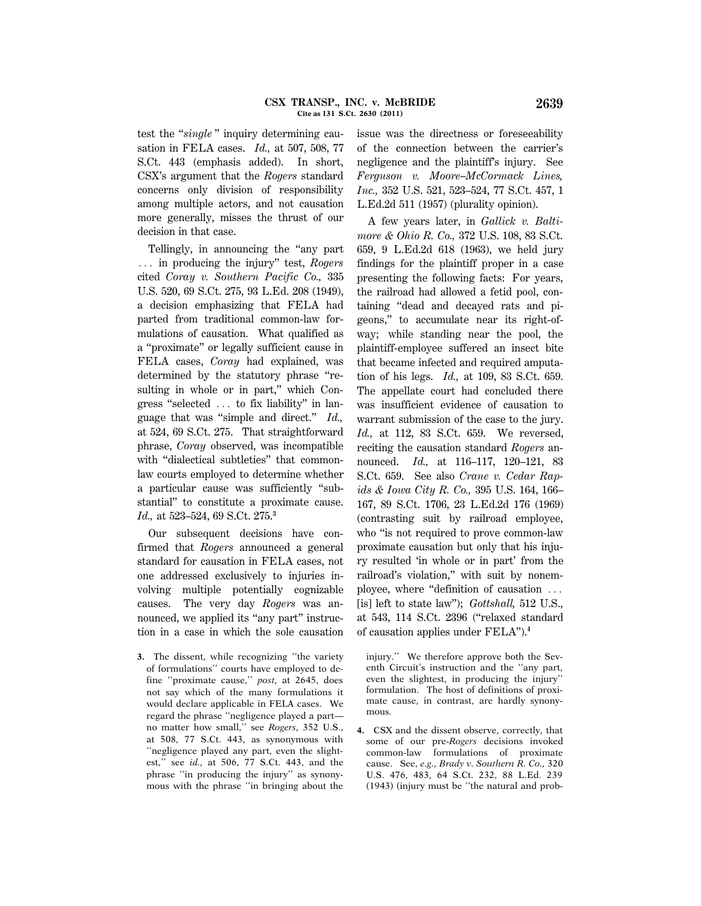test the "*single*" inquiry determining causation in FELA cases. *Id.,* at 507, 508, 77 S.Ct. 443 (emphasis added). In short, CSX's argument that the *Rogers* standard concerns only division of responsibility among multiple actors, and not causation more generally, misses the thrust of our decision in that case.

Tellingly, in announcing the "any part . . . in producing the injury" test, *Rogers* cited *Coray v. Southern Pacific Co.,* 335 U.S. 520, 69 S.Ct. 275, 93 L.Ed. 208 (1949), a decision emphasizing that FELA had parted from traditional common-law formulations of causation. What qualified as a "proximate" or legally sufficient cause in FELA cases, *Coray* had explained, was determined by the statutory phrase "resulting in whole or in part," which Congress "selected . . . to fix liability" in language that was "simple and direct." *Id.,* at 524, 69 S.Ct. 275. That straightforward phrase, *Coray* observed, was incompatible with "dialectical subtleties" that common-law courts employed to determine whether a particular cause was sufficiently "substantial" to constitute a proximate cause. *Id.,* at 523–524, 69 S.Ct. 275.[3]

Our subsequent decisions have confirmed that *Rogers* announced a general standard for causation in FELA cases, not one addressed exclusively to injuries involving multiple potentially cognizable causes. The very day *Rogers* was announced, we applied its "any part" instruction in a case in which the sole causation issue was the directness or foreseeability of the connection between the carrier's negligence and the plaintiff's injury. See *Ferguson v. Moore–McCormack Lines, Inc.,* 352 U.S. 521, 523–524, 77 S.Ct. 457, 1 L.Ed.2d 511 (1957) (plurality opinion).

A few years later, in *Gallick v. Baltimore & Ohio R. Co.,* 372 U.S. 108, 83 S.Ct. 659, 9 L.Ed.2d 618 (1963), we held jury findings for the plaintiff proper in a case presenting the following facts: For years, the railroad had allowed a fetid pool, containing "dead and decayed rats and pigeons," to accumulate near its right-of-way; while standing near the pool, the plaintiff-employee suffered an insect bite that became infected and required amputation of his legs. *Id.,* at 109, 83 S.Ct. 659. The appellate court had concluded there was insufficient evidence of causation to warrant submission of the case to the jury. *Id.,* at 112, 83 S.Ct. 659. We reversed, reciting the causation standard *Rogers* announced. *Id.,* at 116–117, 120–121, 83 S.Ct. 659. See also *Crane v. Cedar Rapids & Iowa City R. Co.,* 395 U.S. 164, 166–167, 89 S.Ct. 1706, 23 L.Ed.2d 176 (1969) (contrasting suit by railroad employee, who "is not required to prove common-law proximate causation but only that his injury resulted 'in whole or in part' from the railroad's violation," with suit by nonemployee, where "definition of causation . . . [is] left to state law"); *Gottshall,* 512 U.S., at 543, 114 S.Ct. 2396 ("relaxed standard of causation applies under FELA").[4]

3. The dissent, while recognizing "the variety of formulations" courts have employed to define "proximate cause," *post,* at 2645, does not say which of the many formulations it would declare applicable in FELA cases. We regard the phrase "negligence played a part—no matter how small," see *Rogers,* 352 U.S., at 508, 77 S.Ct. 443, as synonymous with "negligence played any part, even the slightest," see *id.,* at 506, 77 S.Ct. 443, and the phrase "in producing the injury" as synonymous with the phrase "in bringing about the injury." We therefore approve both the Seventh Circuit's instruction and the "any part, even the slightest, in producing the injury" formulation. The host of definitions of proximate cause, in contrast, are hardly synonymous.

4. CSX and the dissent observe, correctly, that some of our pre-*Rogers* decisions invoked common-law formulations of proximate cause. See, *e.g., Brady v. Southern R. Co.,* 320 U.S. 476, 483, 64 S.Ct. 232, 88 L.Ed. 239 (1943) (injury must be "the natural and prob-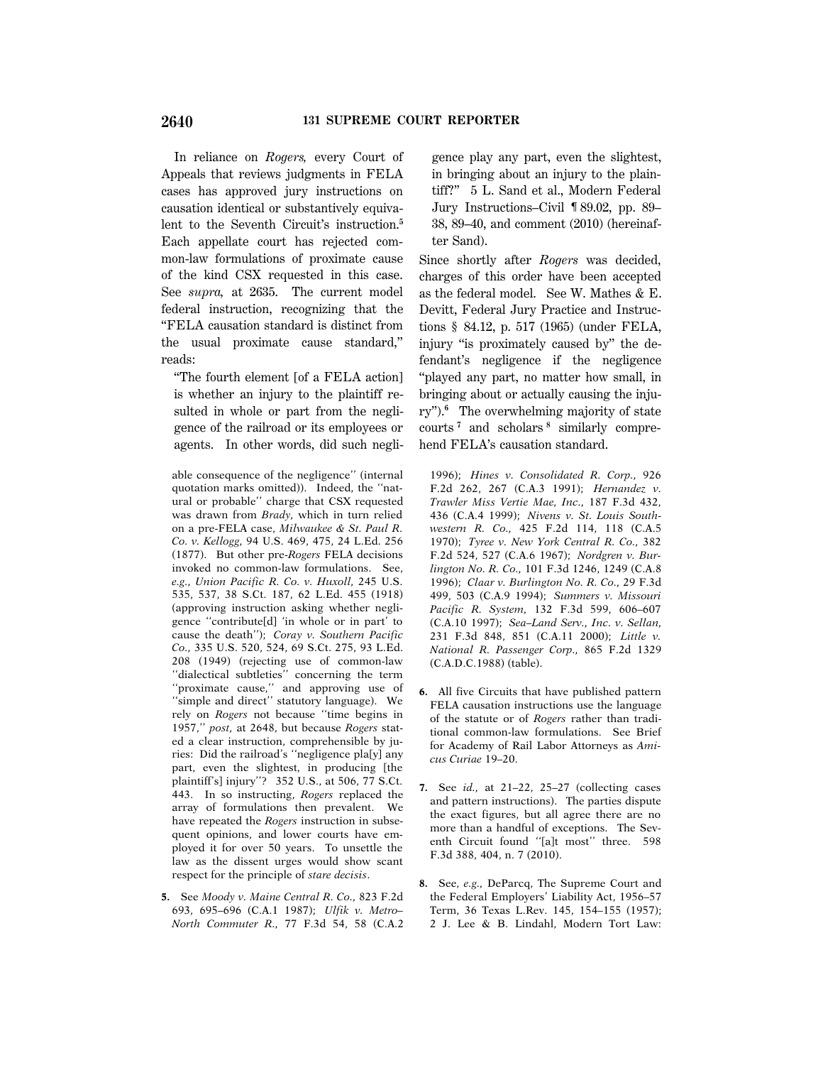In reliance on *Rogers*, every Court of Appeals that reviews judgments in FELA cases has approved jury instructions on causation identical or substantively equivalent to the Seventh Circuit's instruction.[5] Each appellate court has rejected common-law formulations of proximate cause of the kind CSX requested in this case. See *supra*, at 2635. The current model federal instruction, recognizing that the "FELA causation standard is distinct from the usual proximate cause standard," reads:

> "The fourth element [of a FELA action] is whether an injury to the plaintiff resulted in whole or part from the negligence of the railroad or its employees or agents. In other words, did such negligence play any part, even the slightest, in bringing about an injury to the plaintiff?" 5 L. Sand et al., Modern Federal Jury Instructions–Civil ¶ 89.02, pp. 89–38, 89–40, and comment (2010) (hereinafter Sand).

Since shortly after *Rogers* was decided, charges of this order have been accepted as the federal model. See W. Mathes & E. Devitt, Federal Jury Practice and Instructions § 84.12, p. 517 (1965) (under FELA, injury "is proximately caused by" the defendant's negligence if the negligence "played any part, no matter how small, in bringing about or actually causing the injury").[6] The overwhelming majority of state courts[7] and scholars[8] similarly comprehend FELA's causation standard.

---

able consequence of the negligence'' (internal quotation marks omitted)). Indeed, the ''natural or probable'' charge that CSX requested was drawn from *Brady*, which in turn relied on a pre-FELA case, *Milwaukee & St. Paul R. Co. v. Kellogg*, 94 U.S. 469, 475, 24 L.Ed. 256 (1877). But other pre-*Rogers* FELA decisions invoked no common-law formulations. See, *e.g., Union Pacific R. Co. v. Huxoll*, 245 U.S. 535, 537, 38 S.Ct. 187, 62 L.Ed. 455 (1918) (approving instruction asking whether negligence ''contribute[d] 'in whole or in part' to cause the death''); *Coray v. Southern Pacific Co.*, 335 U.S. 520, 524, 69 S.Ct. 275, 93 L.Ed. 208 (1949) (rejecting use of common-law ''dialectical subtleties'' concerning the term ''proximate cause,'' and approving use of ''simple and direct'' statutory language). We rely on *Rogers* not because ''time begins in 1957,'' *post*, at 2648, but because *Rogers* stated a clear instruction, comprehensible by juries: Did the railroad's ''negligence pla[y] any part, even the slightest, in producing [the plaintiff's] injury''? 352 U.S., at 506, 77 S.Ct. 443. In so instructing, *Rogers* replaced the array of formulations then prevalent. We have repeated the *Rogers* instruction in subsequent opinions, and lower courts have employed it for over 50 years. To unsettle the law as the dissent urges would show scant respect for the principle of *stare decisis*.

5. See *Moody v. Maine Central R. Co.*, 823 F.2d 693, 695–696 (C.A.1 1987); *Ulfik v. Metro–North Commuter R.*, 77 F.3d 54, 58 (C.A.2 1996); *Hines v. Consolidated R. Corp.*, 926 F.2d 262, 267 (C.A.3 1991); *Hernandez v. Trawler Miss Vertie Mae, Inc.*, 187 F.3d 432, 436 (C.A.4 1999); *Nivens v. St. Louis Southwestern R. Co.*, 425 F.2d 114, 118 (C.A.5 1970); *Tyree v. New York Central R. Co.*, 382 F.2d 524, 527 (C.A.6 1967); *Nordgren v. Burlington No. R. Co.*, 101 F.3d 1246, 1249 (C.A.8 1996); *Claar v. Burlington No. R. Co.*, 29 F.3d 499, 503 (C.A.9 1994); *Summers v. Missouri Pacific R. System*, 132 F.3d 599, 606–607 (C.A.10 1997); *Sea–Land Serv., Inc. v. Sellan*, 231 F.3d 848, 851 (C.A.11 2000); *Little v. National R. Passenger Corp.*, 865 F.2d 1329 (C.A.D.C.1988) (table).

6. All five Circuits that have published pattern FELA causation instructions use the language of the statute or of *Rogers* rather than traditional common-law formulations. See Brief for Academy of Rail Labor Attorneys as *Amicus Curiae* 19–20.

7. See *id.*, at 21–22, 25–27 (collecting cases and pattern instructions). The parties dispute the exact figures, but all agree there are no more than a handful of exceptions. The Seventh Circuit found ''[a]t most'' three. 598 F.3d 388, 404, n. 7 (2010).

8. See, *e.g.*, DeParcq, The Supreme Court and the Federal Employers' Liability Act, 1956–57 Term, 36 Texas L.Rev. 145, 154–155 (1957); 2 J. Lee & B. Lindahl, Modern Tort Law: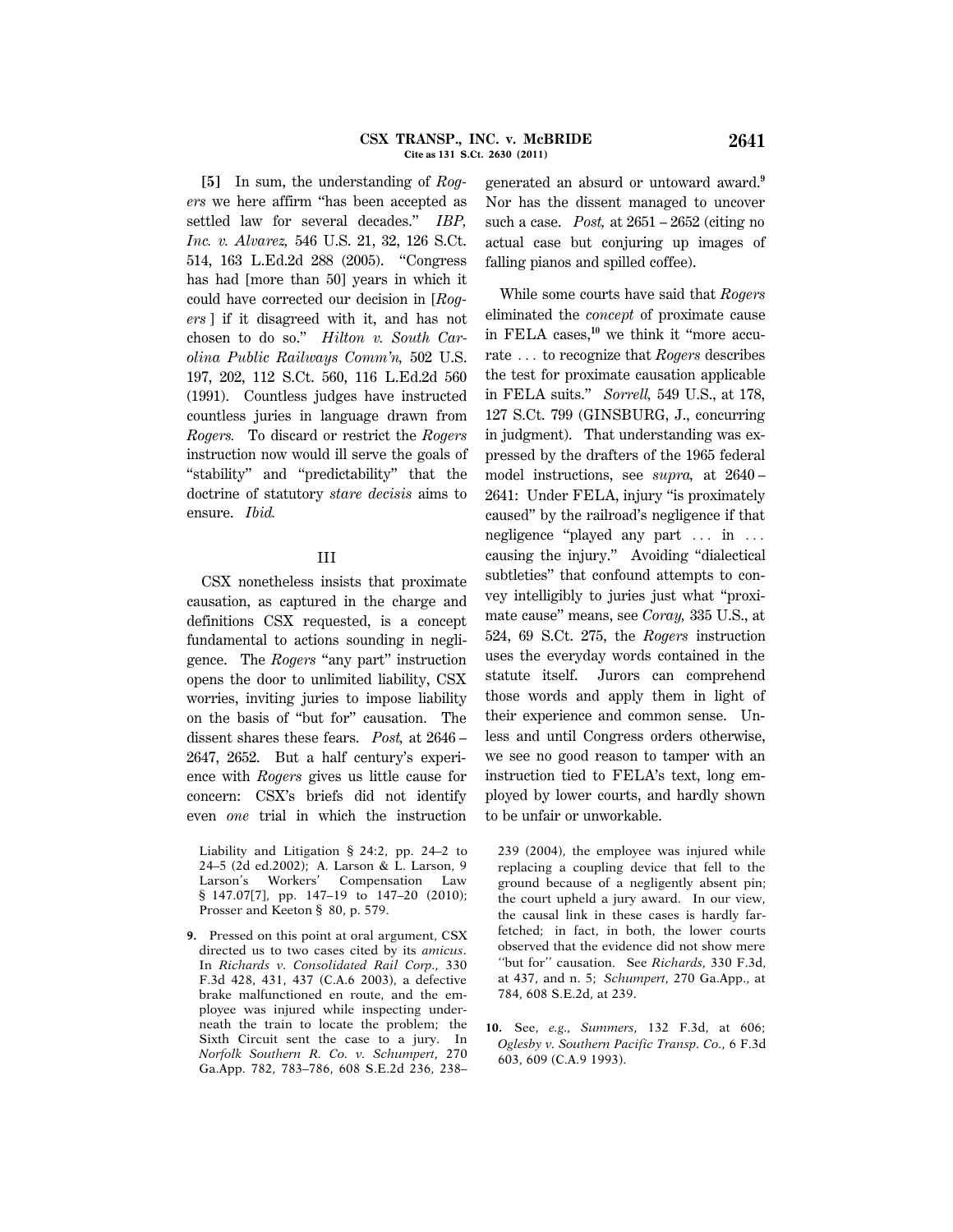**[5]** In sum, the understanding of *Rogers* we here affirm "has been accepted as settled law for several decades." *IBP, Inc. v. Alvarez,* 546 U.S. 21, 32, 126 S.Ct. 514, 163 L.Ed.2d 288 (2005). "Congress has had [more than 50] years in which it could have corrected our decision in [*Rogers* ] if it disagreed with it, and has not chosen to do so." *Hilton v. South Carolina Public Railways Comm'n,* 502 U.S. 197, 202, 112 S.Ct. 560, 116 L.Ed.2d 560 (1991). Countless judges have instructed countless juries in language drawn from *Rogers.* To discard or restrict the *Rogers* instruction now would ill serve the goals of "stability" and "predictability" that the doctrine of statutory *stare decisis* aims to ensure. *Ibid.*

## III

CSX nonetheless insists that proximate causation, as captured in the charge and definitions CSX requested, is a concept fundamental to actions sounding in negligence. The *Rogers* "any part" instruction opens the door to unlimited liability, CSX worries, inviting juries to impose liability on the basis of "but for" causation. The dissent shares these fears. *Post,* at 2646 – 2647, 2652. But a half century's experience with *Rogers* gives us little cause for concern: CSX's briefs did not identify even *one* trial in which the instruction generated an absurd or untoward award.[9] Nor has the dissent managed to uncover such a case. *Post,* at 2651 – 2652 (citing no actual case but conjuring up images of falling pianos and spilled coffee).

While some courts have said that *Rogers* eliminated the *concept* of proximate cause in FELA cases,[10] we think it "more accurate . . . to recognize that *Rogers* describes the test for proximate causation applicable in FELA suits." *Sorrell,* 549 U.S., at 178, 127 S.Ct. 799 (GINSBURG, J., concurring in judgment). That understanding was expressed by the drafters of the 1965 federal model instructions, see *supra,* at 2640 – 2641: Under FELA, injury "is proximately caused" by the railroad's negligence if that negligence "played any part . . . in . . . causing the injury." Avoiding "dialectical subtleties" that confound attempts to convey intelligibly to juries just what "proximate cause" means, see *Coray,* 335 U.S., at 524, 69 S.Ct. 275, the *Rogers* instruction uses the everyday words contained in the statute itself. Jurors can comprehend those words and apply them in light of their experience and common sense. Unless and until Congress orders otherwise, we see no good reason to tamper with an instruction tied to FELA's text, long employed by lower courts, and hardly shown to be unfair or unworkable.

---

Liability and Litigation § 24:2, pp. 24–2 to 24–5 (2d ed.2002); A. Larson & L. Larson, 9 Larson's Workers' Compensation Law § 147.07[7], pp. 147–19 to 147–20 (2010); Prosser and Keeton § 80, p. 579.

**9.** Pressed on this point at oral argument, CSX directed us to two cases cited by its *amicus*. In *Richards v. Consolidated Rail Corp.*, 330 F.3d 428, 431, 437 (C.A.6 2003), a defective brake malfunctioned en route, and the employee was injured while inspecting underneath the train to locate the problem; the Sixth Circuit sent the case to a jury. In *Norfolk Southern R. Co. v. Schumpert*, 270 Ga.App. 782, 783–786, 608 S.E.2d 236, 238–239 (2004), the employee was injured while replacing a coupling device that fell to the ground because of a negligently absent pin; the court upheld a jury award. In our view, the causal link in these cases is hardly far-fetched; in fact, in both, the lower courts observed that the evidence did not show mere "but for" causation. See *Richards*, 330 F.3d, at 437, and n. 5; *Schumpert*, 270 Ga.App., at 784, 608 S.E.2d, at 239.

**10.** See, *e.g.*, *Summers*, 132 F.3d, at 606; *Oglesby v. Southern Pacific Transp. Co.*, 6 F.3d 603, 609 (C.A.9 1993).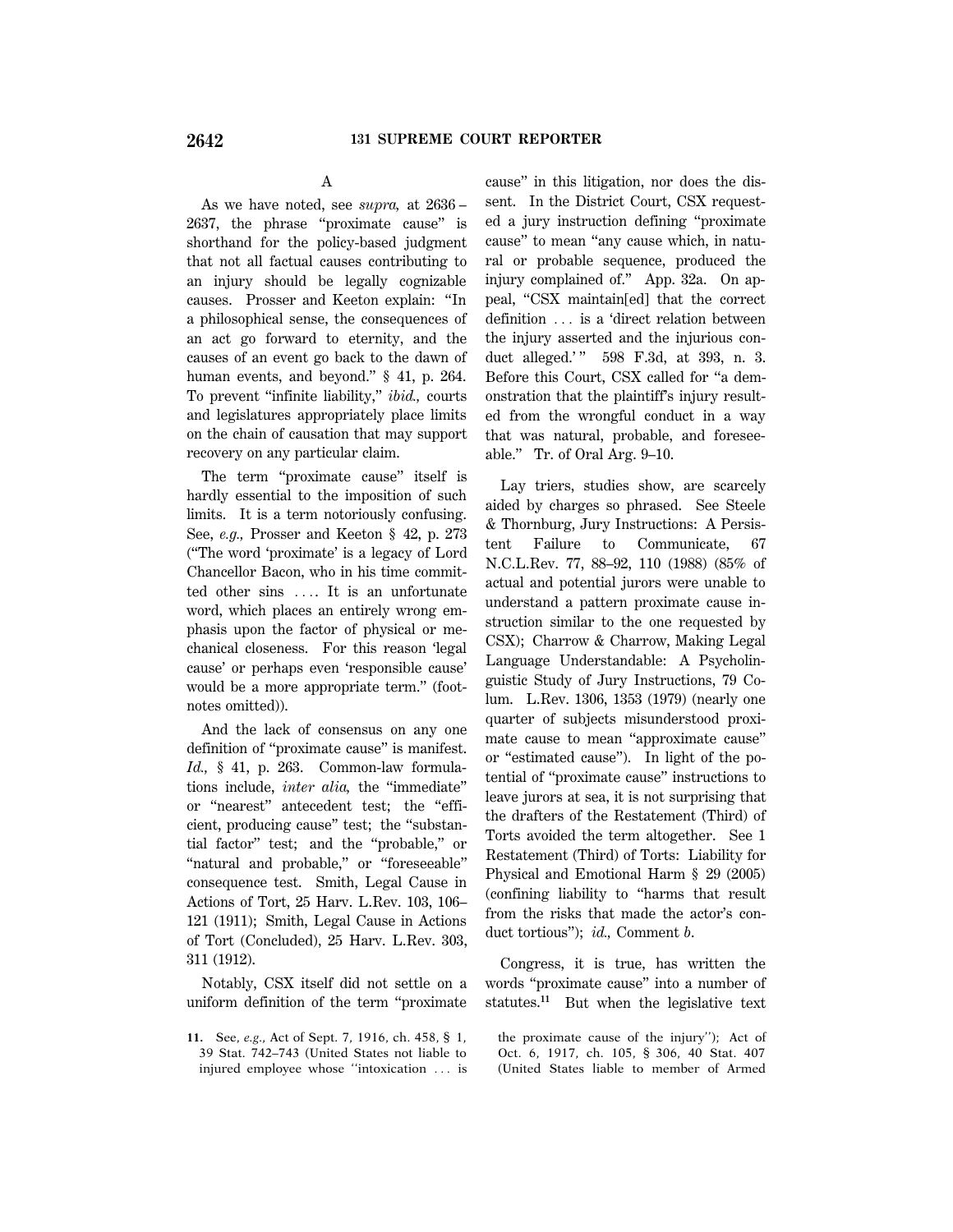### A

As we have noted, see *supra,* at 2636–2637, the phrase "proximate cause" is shorthand for the policy-based judgment that not all factual causes contributing to an injury should be legally cognizable causes. Prosser and Keeton explain: "In a philosophical sense, the consequences of an act go forward to eternity, and the causes of an event go back to the dawn of human events, and beyond." § 41, p. 264. To prevent "infinite liability," *ibid.,* courts and legislatures appropriately place limits on the chain of causation that may support recovery on any particular claim.

The term "proximate cause" itself is hardly essential to the imposition of such limits. It is a term notoriously confusing. See, *e.g.,* Prosser and Keeton § 42, p. 273 ("The word 'proximate' is a legacy of Lord Chancellor Bacon, who in his time committed other sins .... It is an unfortunate word, which places an entirely wrong emphasis upon the factor of physical or mechanical closeness. For this reason 'legal cause' or perhaps even 'responsible cause' would be a more appropriate term." (footnotes omitted)).

And the lack of consensus on any one definition of "proximate cause" is manifest. *Id.,* § 41, p. 263. Common-law formulations include, *inter alia,* the "immediate" or "nearest" antecedent test; the "efficient, producing cause" test; the "substantial factor" test; and the "probable," or "natural and probable," or "foreseeable" consequence test. Smith, Legal Cause in Actions of Tort, 25 Harv. L.Rev. 103, 106–121 (1911); Smith, Legal Cause in Actions of Tort (Concluded), 25 Harv. L.Rev. 303, 311 (1912).

Notably, CSX itself did not settle on a uniform definition of the term "proximate cause" in this litigation, nor does the dissent. In the District Court, CSX requested a jury instruction defining "proximate cause" to mean "any cause which, in natural or probable sequence, produced the injury complained of." App. 32a. On appeal, "CSX maintain[ed] that the correct definition ... is a 'direct relation between the injury asserted and the injurious conduct alleged.'" 598 F.3d, at 393, n. 3. Before this Court, CSX called for "a demonstration that the plaintiff's injury resulted from the wrongful conduct in a way that was natural, probable, and foreseeable." Tr. of Oral Arg. 9–10.

Lay triers, studies show, are scarcely aided by charges so phrased. See Steele & Thornburg, Jury Instructions: A Persistent Failure to Communicate, 67 N.C.L.Rev. 77, 88–92, 110 (1988) (85% of actual and potential jurors were unable to understand a pattern proximate cause instruction similar to the one requested by CSX); Charrow & Charrow, Making Legal Language Understandable: A Psycholinguistic Study of Jury Instructions, 79 Colum. L.Rev. 1306, 1353 (1979) (nearly one quarter of subjects misunderstood proximate cause to mean "approximate cause" or "estimated cause"). In light of the potential of "proximate cause" instructions to leave jurors at sea, it is not surprising that the drafters of the Restatement (Third) of Torts avoided the term altogether. See 1 Restatement (Third) of Torts: Liability for Physical and Emotional Harm § 29 (2005) (confining liability to "harms that result from the risks that made the actor's conduct tortious"); *id.,* Comment *b.*

Congress, it is true, has written the words "proximate cause" into a number of statutes.[11] But when the legislative text

---

**11.** See, *e.g.,* Act of Sept. 7, 1916, ch. 458, § 1, 39 Stat. 742–743 (United States not liable to injured employee whose "intoxication ... is the proximate cause of the injury"); Act of Oct. 6, 1917, ch. 105, § 306, 40 Stat. 407 (United States liable to member of Armed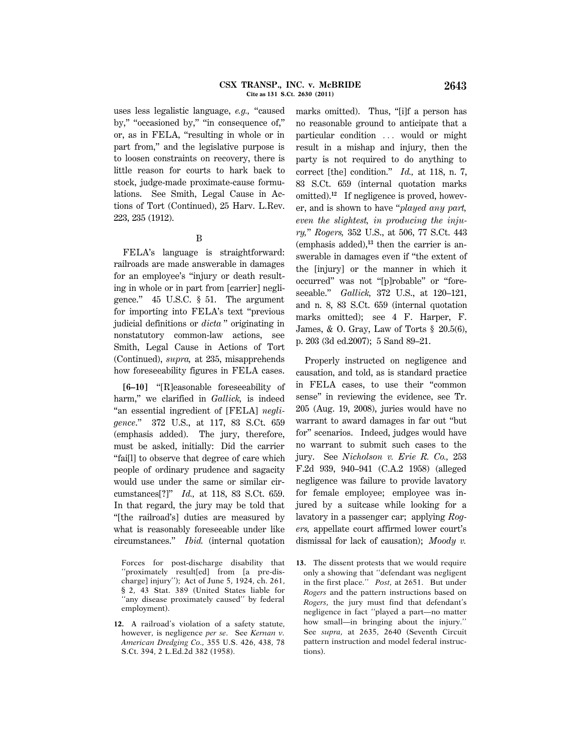uses less legalistic language, *e.g.,* "caused by," "occasioned by," "in consequence of," or, as in FELA, "resulting in whole or in part from," and the legislative purpose is to loosen constraints on recovery, there is little reason for courts to hark back to stock, judge-made proximate-cause formulations. See Smith, Legal Cause in Actions of Tort (Continued), 25 Harv. L.Rev. 223, 235 (1912).

B

FELA's language is straightforward: railroads are made answerable in damages for an employee's "injury or death resulting in whole or in part from [carrier] negligence." 45 U.S.C. § 51. The argument for importing into FELA's text "previous judicial definitions or *dicta* " originating in nonstatutory common-law actions, see Smith, Legal Cause in Actions of Tort (Continued), *supra,* at 235, misapprehends how foreseeability figures in FELA cases.

**[6–10]** "[R]easonable foreseeability of harm," we clarified in *Gallick,* is indeed "an essential ingredient of [FELA] *negligence.*" 372 U.S., at 117, 83 S.Ct. 659 (emphasis added). The jury, therefore, must be asked, initially: Did the carrier "fai[l] to observe that degree of care which people of ordinary prudence and sagacity would use under the same or similar circumstances[?]" *Id.,* at 118, 83 S.Ct. 659. In that regard, the jury may be told that "[the railroad's] duties are measured by what is reasonably foreseeable under like circumstances." *Ibid.* (internal quotation marks omitted). Thus, "[i]f a person has no reasonable ground to anticipate that a particular condition ... would or might result in a mishap and injury, then the party is not required to do anything to correct [the] condition." *Id.,* at 118, n. 7, 83 S.Ct. 659 (internal quotation marks omitted).[12] If negligence is proved, however, and is shown to have "*played any part, even the slightest, in producing the injury,*" *Rogers,* 352 U.S., at 506, 77 S.Ct. 443 (emphasis added),[13] then the carrier is answerable in damages even if "the extent of the [injury] or the manner in which it occurred" was not "[p]robable" or "foreseeable." *Gallick,* 372 U.S., at 120–121, and n. 8, 83 S.Ct. 659 (internal quotation marks omitted); see 4 F. Harper, F. James, & O. Gray, Law of Torts § 20.5(6), p. 203 (3d ed.2007); 5 Sand 89–21.

Properly instructed on negligence and causation, and told, as is standard practice in FELA cases, to use their "common sense" in reviewing the evidence, see Tr. 205 (Aug. 19, 2008), juries would have no warrant to award damages in far out "but for" scenarios. Indeed, judges would have no warrant to submit such cases to the jury. See *Nicholson v. Erie R. Co.,* 253 F.2d 939, 940–941 (C.A.2 1958) (alleged negligence was failure to provide lavatory for female employee; employee was injured by a suitcase while looking for a lavatory in a passenger car; applying *Rogers,* appellate court affirmed lower court's dismissal for lack of causation); *Moody v.*

Forces for post-discharge disability that "proximately result[ed] from [a pre-discharge] injury"); Act of June 5, 1924, ch. 261, § 2, 43 Stat. 389 (United States liable for "any disease proximately caused" by federal employment).

12. A railroad's violation of a safety statute, however, is negligence *per se*. See *Kernan v. American Dredging Co.,* 355 U.S. 426, 438, 78 S.Ct. 394, 2 L.Ed.2d 382 (1958).

13. The dissent protests that we would require only a showing that "defendant was negligent in the first place." *Post,* at 2651. But under *Rogers* and the pattern instructions based on *Rogers,* the jury must find that defendant's negligence in fact "played a part—no matter how small—in bringing about the injury." See *supra,* at 2635, 2640 (Seventh Circuit pattern instruction and model federal instructions).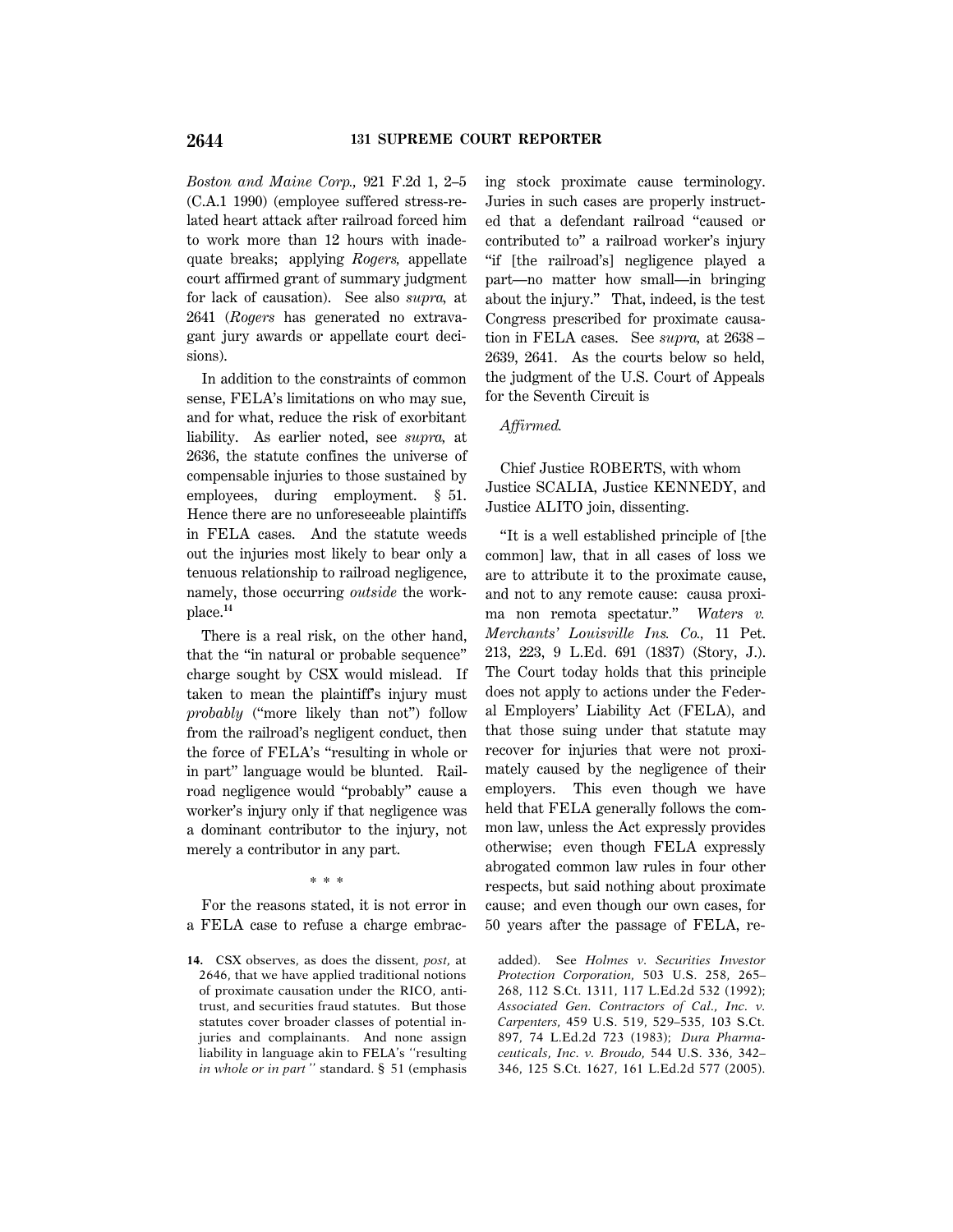*Boston and Maine Corp.,* 921 F.2d 1, 2–5 (C.A.1 1990) (employee suffered stress-related heart attack after railroad forced him to work more than 12 hours with inadequate breaks; applying *Rogers,* appellate court affirmed grant of summary judgment for lack of causation). See also *supra,* at 2641 (*Rogers* has generated no extravagant jury awards or appellate court decisions).

In addition to the constraints of common sense, FELA's limitations on who may sue, and for what, reduce the risk of exorbitant liability. As earlier noted, see *supra,* at 2636, the statute confines the universe of compensable injuries to those sustained by employees, during employment. § 51. Hence there are no unforeseeable plaintiffs in FELA cases. And the statute weeds out the injuries most likely to bear only a tenuous relationship to railroad negligence, namely, those occurring *outside* the workplace.[14]

There is a real risk, on the other hand, that the "in natural or probable sequence" charge sought by CSX would mislead. If taken to mean the plaintiff's injury must *probably* ("more likely than not") follow from the railroad's negligent conduct, then the force of FELA's "resulting in whole or in part" language would be blunted. Railroad negligence would "probably" cause a worker's injury only if that negligence was a dominant contributor to the injury, not merely a contributor in any part.

\* \* \*

For the reasons stated, it is not error in a FELA case to refuse a charge embracing stock proximate cause terminology. Juries in such cases are properly instructed that a defendant railroad "caused or contributed to" a railroad worker's injury "if [the railroad's] negligence played a part—no matter how small—in bringing about the injury." That, indeed, is the test Congress prescribed for proximate causation in FELA cases. See *supra,* at 2638–2639, 2641. As the courts below so held, the judgment of the U.S. Court of Appeals for the Seventh Circuit is

*Affirmed.*

Chief Justice ROBERTS, with whom Justice SCALIA, Justice KENNEDY, and Justice ALITO join, dissenting.

"It is a well established principle of [the common] law, that in all cases of loss we are to attribute it to the proximate cause, and not to any remote cause: causa proxima non remota spectatur." *Waters v. Merchants' Louisville Ins. Co.,* 11 Pet. 213, 223, 9 L.Ed. 691 (1837) (Story, J.). The Court today holds that this principle does not apply to actions under the Federal Employers' Liability Act (FELA), and that those suing under that statute may recover for injuries that were not proximately caused by the negligence of their employers. This even though we have held that FELA generally follows the common law, unless the Act expressly provides otherwise; even though FELA expressly abrogated common law rules in four other respects, but said nothing about proximate cause; and even though our own cases, for 50 years after the passage of FELA, re-

---

**14.** CSX observes, as does the dissent, *post,* at 2646, that we have applied traditional notions of proximate causation under the RICO, antitrust, and securities fraud statutes. But those statutes cover broader classes of potential injuries and complainants. And none assign liability in language akin to FELA's "resulting *in whole or in part*" standard. § 51 (emphasis added). See *Holmes v. Securities Investor Protection Corporation,* 503 U.S. 258, 265–268, 112 S.Ct. 1311, 117 L.Ed.2d 532 (1992); *Associated Gen. Contractors of Cal., Inc. v. Carpenters,* 459 U.S. 519, 529–535, 103 S.Ct. 897, 74 L.Ed.2d 723 (1983); *Dura Pharmaceuticals, Inc. v. Broudo,* 544 U.S. 336, 342–346, 125 S.Ct. 1627, 161 L.Ed.2d 577 (2005).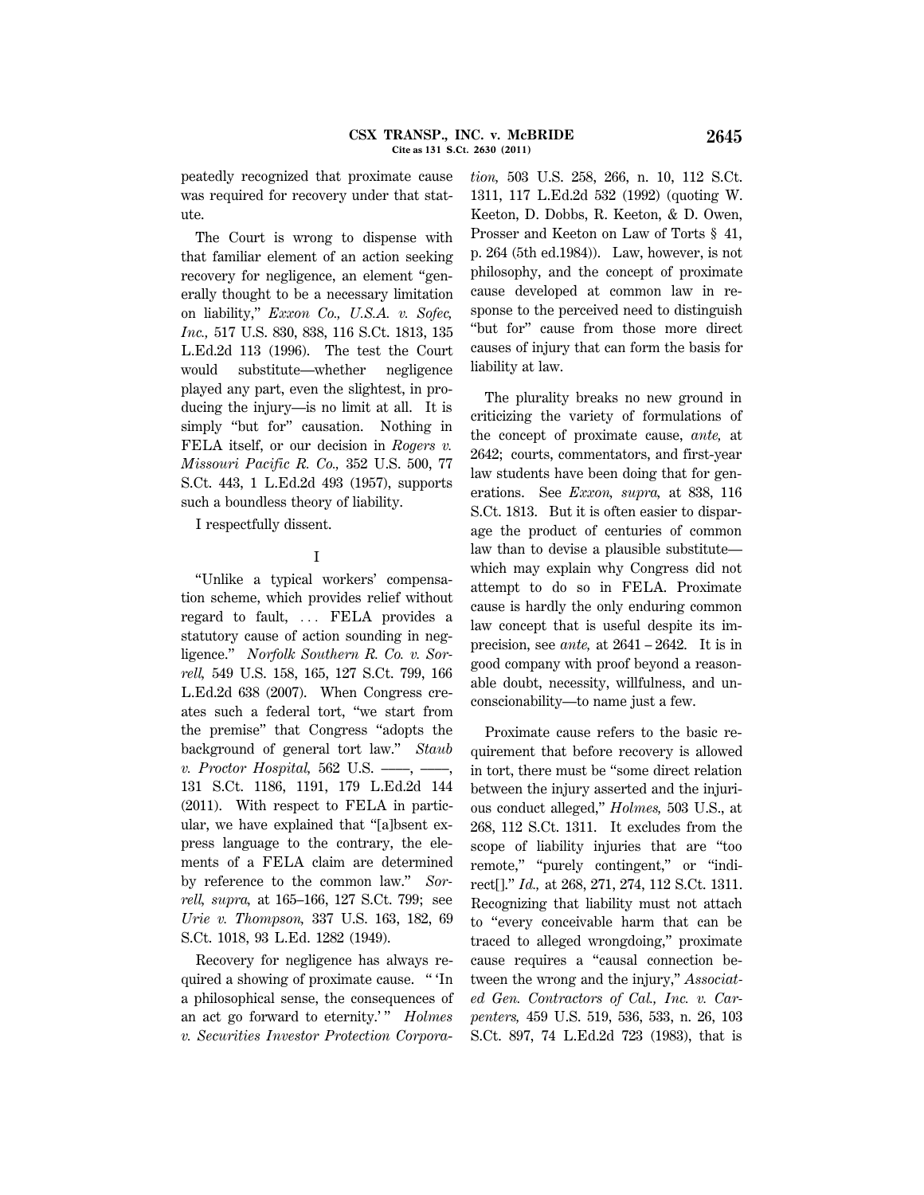peatedly recognized that proximate cause was required for recovery under that statute.

The Court is wrong to dispense with that familiar element of an action seeking recovery for negligence, an element "generally thought to be a necessary limitation on liability," *Exxon Co., U.S.A. v. Sofec, Inc.,* 517 U.S. 830, 838, 116 S.Ct. 1813, 135 L.Ed.2d 113 (1996). The test the Court would substitute—whether negligence played any part, even the slightest, in producing the injury—is no limit at all. It is simply "but for" causation. Nothing in FELA itself, or our decision in *Rogers v. Missouri Pacific R. Co.,* 352 U.S. 500, 77 S.Ct. 443, 1 L.Ed.2d 493 (1957), supports such a boundless theory of liability.

I respectfully dissent.

I

"Unlike a typical workers' compensation scheme, which provides relief without regard to fault, ... FELA provides a statutory cause of action sounding in negligence." *Norfolk Southern R. Co. v. Sorrell,* 549 U.S. 158, 165, 127 S.Ct. 799, 166 L.Ed.2d 638 (2007). When Congress creates such a federal tort, "we start from the premise" that Congress "adopts the background of general tort law." *Staub v. Proctor Hospital,* 562 U.S. ——, ——, 131 S.Ct. 1186, 1191, 179 L.Ed.2d 144 (2011). With respect to FELA in particular, we have explained that "[a]bsent express language to the contrary, the elements of a FELA claim are determined by reference to the common law." *Sorrell, supra,* at 165–166, 127 S.Ct. 799; see *Urie v. Thompson,* 337 U.S. 163, 182, 69 S.Ct. 1018, 93 L.Ed. 1282 (1949).

Recovery for negligence has always required a showing of proximate cause. " 'In a philosophical sense, the consequences of an act go forward to eternity.' " *Holmes v. Securities Investor Protection Corporation,* 503 U.S. 258, 266, n. 10, 112 S.Ct. 1311, 117 L.Ed.2d 532 (1992) (quoting W. Keeton, D. Dobbs, R. Keeton, & D. Owen, Prosser and Keeton on Law of Torts § 41, p. 264 (5th ed.1984)). Law, however, is not philosophy, and the concept of proximate cause developed at common law in response to the perceived need to distinguish "but for" cause from those more direct causes of injury that can form the basis for liability at law.

The plurality breaks no new ground in criticizing the variety of formulations of the concept of proximate cause, *ante,* at 2642; courts, commentators, and first-year law students have been doing that for generations. See *Exxon, supra,* at 838, 116 S.Ct. 1813. But it is often easier to disparage the product of centuries of common law than to devise a plausible substitute—which may explain why Congress did not attempt to do so in FELA. Proximate cause is hardly the only enduring common law concept that is useful despite its imprecision, see *ante,* at 2641–2642. It is in good company with proof beyond a reasonable doubt, necessity, willfulness, and unconscionability—to name just a few.

Proximate cause refers to the basic requirement that before recovery is allowed in tort, there must be "some direct relation between the injury asserted and the injurious conduct alleged," *Holmes,* 503 U.S., at 268, 112 S.Ct. 1311. It excludes from the scope of liability injuries that are "too remote," "purely contingent," or "indirect[]." *Id.,* at 268, 271, 274, 112 S.Ct. 1311. Recognizing that liability must not attach to "every conceivable harm that can be traced to alleged wrongdoing," proximate cause requires a "causal connection between the wrong and the injury," *Associated Gen. Contractors of Cal., Inc. v. Carpenters,* 459 U.S. 519, 536, 533, n. 26, 103 S.Ct. 897, 74 L.Ed.2d 723 (1983), that is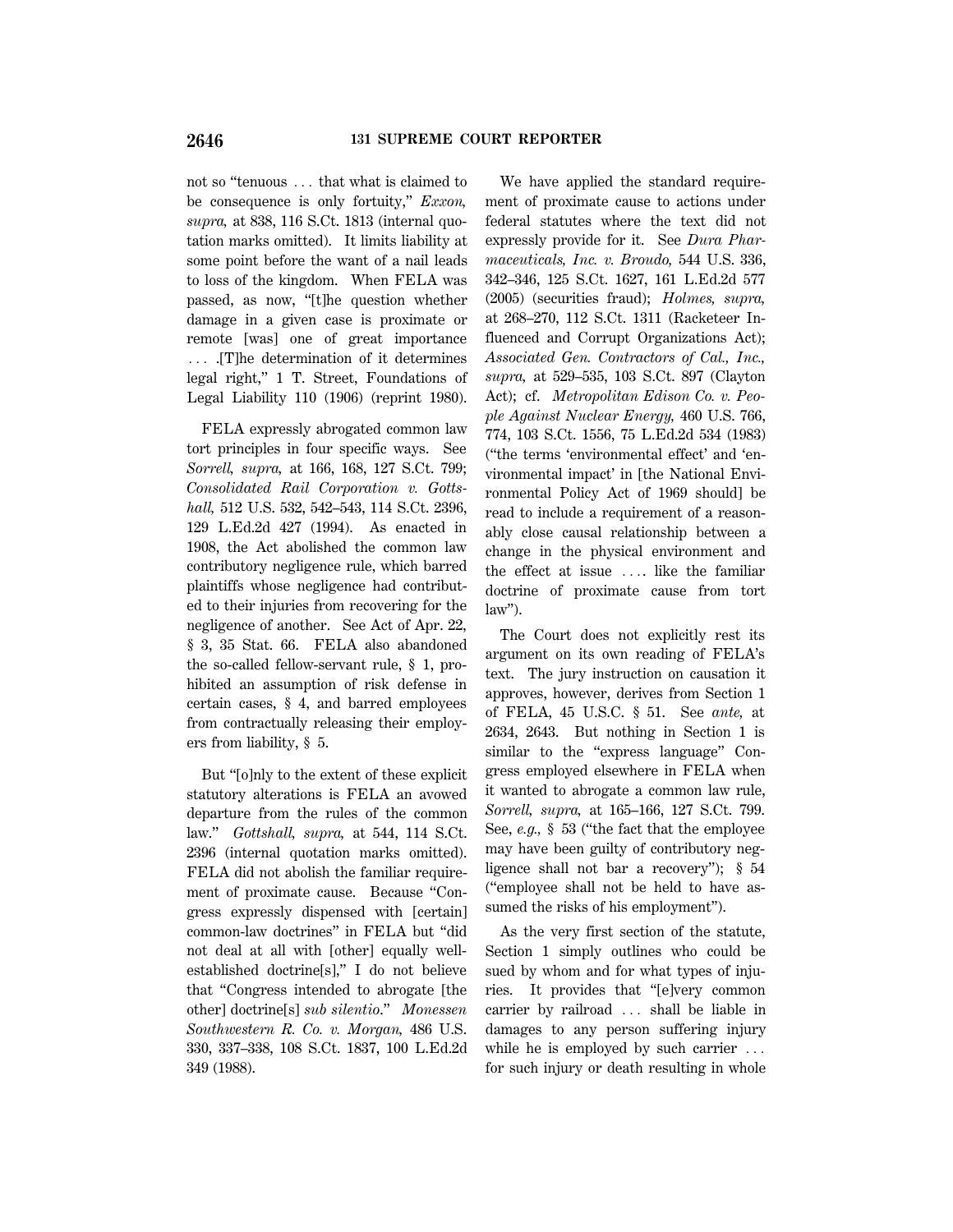not so "tenuous . . . that what is claimed to be consequence is only fortuity," *Exxon, supra,* at 838, 116 S.Ct. 1813 (internal quotation marks omitted). It limits liability at some point before the want of a nail leads to loss of the kingdom. When FELA was passed, as now, "[t]he question whether damage in a given case is proximate or remote [was] one of great importance . . . .[T]he determination of it determines legal right," 1 T. Street, Foundations of Legal Liability 110 (1906) (reprint 1980).

FELA expressly abrogated common law tort principles in four specific ways. See *Sorrell, supra,* at 166, 168, 127 S.Ct. 799; *Consolidated Rail Corporation v. Gottshall,* 512 U.S. 532, 542–543, 114 S.Ct. 2396, 129 L.Ed.2d 427 (1994). As enacted in 1908, the Act abolished the common law contributory negligence rule, which barred plaintiffs whose negligence had contributed to their injuries from recovering for the negligence of another. See Act of Apr. 22, § 3, 35 Stat. 66. FELA also abandoned the so-called fellow-servant rule, § 1, prohibited an assumption of risk defense in certain cases, § 4, and barred employees from contractually releasing their employers from liability, § 5.

But "[o]nly to the extent of these explicit statutory alterations is FELA an avowed departure from the rules of the common law." *Gottshall, supra,* at 544, 114 S.Ct. 2396 (internal quotation marks omitted). FELA did not abolish the familiar requirement of proximate cause. Because "Congress expressly dispensed with [certain] common-law doctrines" in FELA but "did not deal at all with [other] equally well-established doctrine[s]," I do not believe that "Congress intended to abrogate [the other] doctrine[s] *sub silentio.*" *Monessen Southwestern R. Co. v. Morgan,* 486 U.S. 330, 337–338, 108 S.Ct. 1837, 100 L.Ed.2d 349 (1988).

We have applied the standard requirement of proximate cause to actions under federal statutes where the text did not expressly provide for it. See *Dura Pharmaceuticals, Inc. v. Broudo,* 544 U.S. 336, 342–346, 125 S.Ct. 1627, 161 L.Ed.2d 577 (2005) (securities fraud); *Holmes, supra,* at 268–270, 112 S.Ct. 1311 (Racketeer Influenced and Corrupt Organizations Act); *Associated Gen. Contractors of Cal., Inc., supra,* at 529–535, 103 S.Ct. 897 (Clayton Act); cf. *Metropolitan Edison Co. v. People Against Nuclear Energy,* 460 U.S. 766, 774, 103 S.Ct. 1556, 75 L.Ed.2d 534 (1983) ("the terms 'environmental effect' and 'environmental impact' in [the National Environmental Policy Act of 1969 should] be read to include a requirement of a reasonably close causal relationship between a change in the physical environment and the effect at issue . . . . like the familiar doctrine of proximate cause from tort law").

The Court does not explicitly rest its argument on its own reading of FELA's text. The jury instruction on causation it approves, however, derives from Section 1 of FELA, 45 U.S.C. § 51. See *ante,* at 2634, 2643. But nothing in Section 1 is similar to the "express language" Congress employed elsewhere in FELA when it wanted to abrogate a common law rule, *Sorrell, supra,* at 165–166, 127 S.Ct. 799. See, *e.g.,* § 53 ("the fact that the employee may have been guilty of contributory negligence shall not bar a recovery"); § 54 ("employee shall not be held to have assumed the risks of his employment").

As the very first section of the statute, Section 1 simply outlines who could be sued by whom and for what types of injuries. It provides that "[e]very common carrier by railroad . . . shall be liable in damages to any person suffering injury while he is employed by such carrier . . . for such injury or death resulting in whole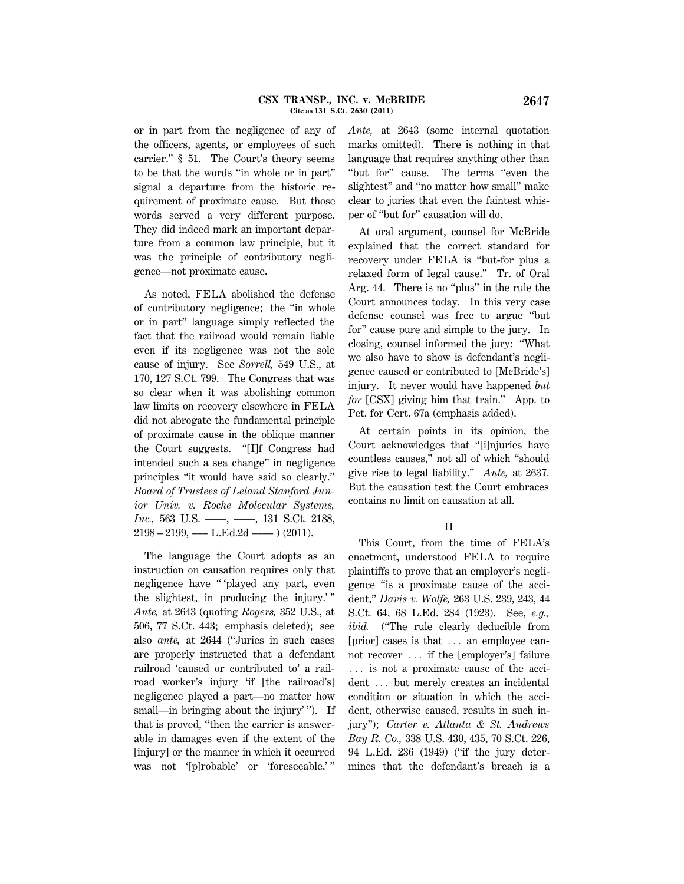or in part from the negligence of any of the officers, agents, or employees of such carrier." § 51. The Court's theory seems to be that the words "in whole or in part" signal a departure from the historic requirement of proximate cause. But those words served a very different purpose. They did indeed mark an important departure from a common law principle, but it was the principle of contributory negligence—not proximate cause.

As noted, FELA abolished the defense of contributory negligence; the "in whole or in part" language simply reflected the fact that the railroad would remain liable even if its negligence was not the sole cause of injury. See *Sorrell,* 549 U.S., at 170, 127 S.Ct. 799. The Congress that was so clear when it was abolishing common law limits on recovery elsewhere in FELA did not abrogate the fundamental principle of proximate cause in the oblique manner the Court suggests. "[I]f Congress had intended such a sea change" in negligence principles "it would have said so clearly." *Board of Trustees of Leland Stanford Junior Univ. v. Roche Molecular Systems, Inc.,* 563 U.S. ––––, ––––, 131 S.Ct. 2188, 2198 – 2199, ––– L.Ed.2d –––– ) (2011).

The language the Court adopts as an instruction on causation requires only that negligence have " 'played any part, even the slightest, in producing the injury.' " *Ante,* at 2643 (quoting *Rogers,* 352 U.S., at 506, 77 S.Ct. 443; emphasis deleted); see also *ante,* at 2644 ("Juries in such cases are properly instructed that a defendant railroad 'caused or contributed to' a railroad worker's injury 'if [the railroad's] negligence played a part—no matter how small—in bringing about the injury' "). If that is proved, "then the carrier is answerable in damages even if the extent of the [injury] or the manner in which it occurred was not '[p]robable' or 'foreseeable.' " *Ante,* at 2643 (some internal quotation marks omitted). There is nothing in that language that requires anything other than "but for" cause. The terms "even the slightest" and "no matter how small" make clear to juries that even the faintest whisper of "but for" causation will do.

At oral argument, counsel for McBride explained that the correct standard for recovery under FELA is "but-for plus a relaxed form of legal cause." Tr. of Oral Arg. 44. There is no "plus" in the rule the Court announces today. In this very case defense counsel was free to argue "but for" cause pure and simple to the jury. In closing, counsel informed the jury: "What we also have to show is defendant's negligence caused or contributed to [McBride's] injury. It never would have happened *but for* [CSX] giving him that train." App. to Pet. for Cert. 67a (emphasis added).

At certain points in its opinion, the Court acknowledges that "[i]njuries have countless causes," not all of which "should give rise to legal liability." *Ante,* at 2637. But the causation test the Court embraces contains no limit on causation at all.

## II

This Court, from the time of FELA's enactment, understood FELA to require plaintiffs to prove that an employer's negligence "is a proximate cause of the accident," *Davis v. Wolfe,* 263 U.S. 239, 243, 44 S.Ct. 64, 68 L.Ed. 284 (1923). See, *e.g., ibid.* ("The rule clearly deducible from [prior] cases is that . . . an employee cannot recover . . . if the [employer's] failure . . . is not a proximate cause of the accident . . . but merely creates an incidental condition or situation in which the accident, otherwise caused, results in such injury"); *Carter v. Atlanta & St. Andrews Bay R. Co.,* 338 U.S. 430, 435, 70 S.Ct. 226, 94 L.Ed. 236 (1949) ("if the jury determines that the defendant's breach is a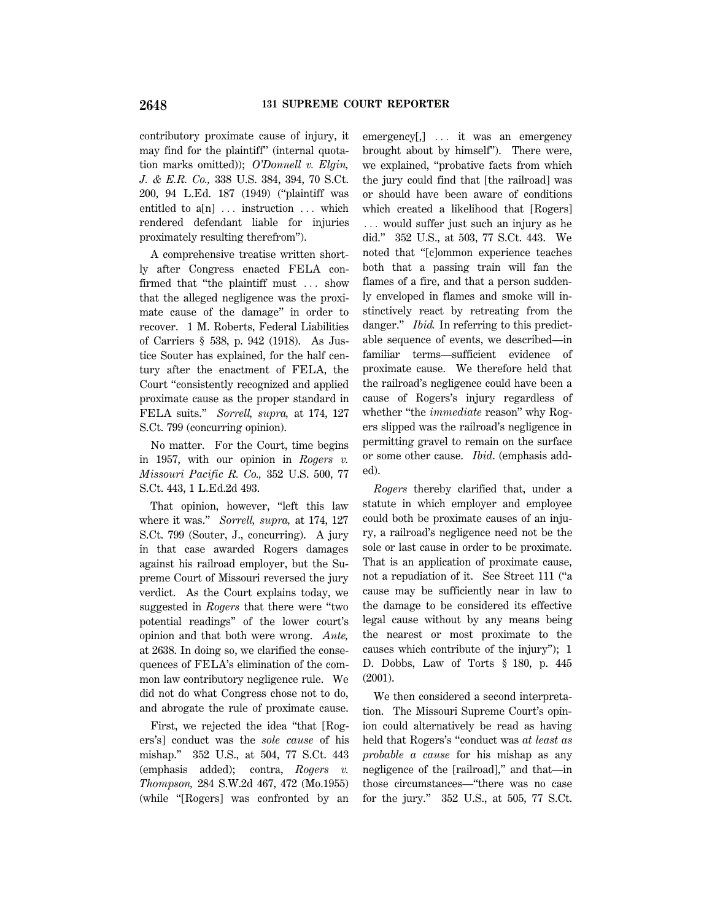contributory proximate cause of injury, it may find for the plaintiff" (internal quotation marks omitted)); *O'Donnell v. Elgin, J. & E.R. Co.,* 338 U.S. 384, 394, 70 S.Ct. 200, 94 L.Ed. 187 (1949) ("plaintiff was entitled to a[n] ... instruction ... which rendered defendant liable for injuries proximately resulting therefrom").

A comprehensive treatise written shortly after Congress enacted FELA confirmed that "the plaintiff must ... show that the alleged negligence was the proximate cause of the damage" in order to recover. 1 M. Roberts, Federal Liabilities of Carriers § 538, p. 942 (1918). As Justice Souter has explained, for the half century after the enactment of FELA, the Court "consistently recognized and applied proximate cause as the proper standard in FELA suits." *Sorrell, supra,* at 174, 127 S.Ct. 799 (concurring opinion).

No matter. For the Court, time begins in 1957, with our opinion in *Rogers v. Missouri Pacific R. Co.,* 352 U.S. 500, 77 S.Ct. 443, 1 L.Ed.2d 493.

That opinion, however, "left this law where it was." *Sorrell, supra,* at 174, 127 S.Ct. 799 (Souter, J., concurring). A jury in that case awarded Rogers damages against his railroad employer, but the Supreme Court of Missouri reversed the jury verdict. As the Court explains today, we suggested in *Rogers* that there were "two potential readings" of the lower court's opinion and that both were wrong. *Ante,* at 2638. In doing so, we clarified the consequences of FELA's elimination of the common law contributory negligence rule. We did not do what Congress chose not to do, and abrogate the rule of proximate cause.

First, we rejected the idea "that [Rogers's] conduct was the *sole cause* of his mishap." 352 U.S., at 504, 77 S.Ct. 443 (emphasis added); contra, *Rogers v. Thompson,* 284 S.W.2d 467, 472 (Mo.1955) (while "[Rogers] was confronted by an emergency[,] ... it was an emergency brought about by himself"). There were, we explained, "probative facts from which the jury could find that [the railroad] was or should have been aware of conditions which created a likelihood that [Rogers] ... would suffer just such an injury as he did." 352 U.S., at 503, 77 S.Ct. 443. We noted that "[c]ommon experience teaches both that a passing train will fan the flames of a fire, and that a person suddenly enveloped in flames and smoke will instinctively react by retreating from the danger." *Ibid.* In referring to this predictable sequence of events, we described—in familiar terms—sufficient evidence of proximate cause. We therefore held that the railroad's negligence could have been a cause of Rogers's injury regardless of whether "the *immediate* reason" why Rogers slipped was the railroad's negligence in permitting gravel to remain on the surface or some other cause. *Ibid.* (emphasis added).

*Rogers* thereby clarified that, under a statute in which employer and employee could both be proximate causes of an injury, a railroad's negligence need not be the sole or last cause in order to be proximate. That is an application of proximate cause, not a repudiation of it. See Street 111 ("a cause may be sufficiently near in law to the damage to be considered its effective legal cause without by any means being the nearest or most proximate to the causes which contribute of the injury"); 1 D. Dobbs, Law of Torts § 180, p. 445 (2001).

We then considered a second interpretation. The Missouri Supreme Court's opinion could alternatively be read as having held that Rogers's "conduct was *at least as probable a cause* for his mishap as any negligence of the [railroad]," and that—in those circumstances—"there was no case for the jury." 352 U.S., at 505, 77 S.Ct.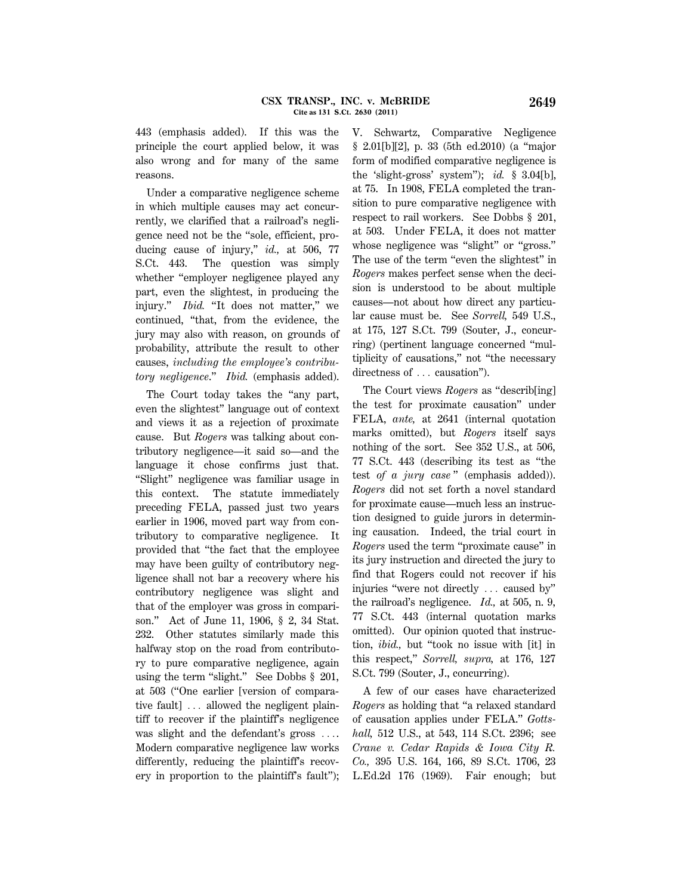443 (emphasis added). If this was the principle the court applied below, it was also wrong and for many of the same reasons.

Under a comparative negligence scheme in which multiple causes may act concurrently, we clarified that a railroad's negligence need not be the "sole, efficient, producing cause of injury," *id.,* at 506, 77 S.Ct. 443. The question was simply whether "employer negligence played any part, even the slightest, in producing the injury." *Ibid.* "It does not matter," we continued, "that, from the evidence, the jury may also with reason, on grounds of probability, attribute the result to other causes, *including the employee's contributory negligence*." *Ibid.* (emphasis added).

The Court today takes the "any part, even the slightest" language out of context and views it as a rejection of proximate cause. But *Rogers* was talking about contributory negligence—it said so—and the language it chose confirms just that. "Slight" negligence was familiar usage in this context. The statute immediately preceding FELA, passed just two years earlier in 1906, moved part way from contributory to comparative negligence. It provided that "the fact that the employee may have been guilty of contributory negligence shall not bar a recovery where his contributory negligence was slight and that of the employer was gross in comparison." Act of June 11, 1906, § 2, 34 Stat. 232. Other statutes similarly made this halfway stop on the road from contributory to pure comparative negligence, again using the term "slight." See Dobbs § 201, at 503 ("One earlier [version of comparative fault] ... allowed the negligent plaintiff to recover if the plaintiff's negligence was slight and the defendant's gross .... Modern comparative negligence law works differently, reducing the plaintiff's recovery in proportion to the plaintiff's fault"); V. Schwartz, Comparative Negligence § 2.01[b][2], p. 33 (5th ed.2010) (a "major form of modified comparative negligence is the 'slight-gross' system"); *id.* § 3.04[b], at 75. In 1908, FELA completed the transition to pure comparative negligence with respect to rail workers. See Dobbs § 201, at 503. Under FELA, it does not matter whose negligence was "slight" or "gross." The use of the term "even the slightest" in *Rogers* makes perfect sense when the decision is understood to be about multiple causes—not about how direct any particular cause must be. See *Sorrell,* 549 U.S., at 175, 127 S.Ct. 799 (Souter, J., concurring) (pertinent language concerned "multiplicity of causations," not "the necessary directness of ... causation").

The Court views *Rogers* as "describ[ing] the test for proximate causation" under FELA, *ante,* at 2641 (internal quotation marks omitted), but *Rogers* itself says nothing of the sort. See 352 U.S., at 506, 77 S.Ct. 443 (describing its test as "the test *of a jury case*" (emphasis added)). *Rogers* did not set forth a novel standard for proximate cause—much less an instruction designed to guide jurors in determining causation. Indeed, the trial court in *Rogers* used the term "proximate cause" in its jury instruction and directed the jury to find that Rogers could not recover if his injuries "were not directly ... caused by" the railroad's negligence. *Id.,* at 505, n. 9, 77 S.Ct. 443 (internal quotation marks omitted). Our opinion quoted that instruction, *ibid.,* but "took no issue with [it] in this respect," *Sorrell, supra,* at 176, 127 S.Ct. 799 (Souter, J., concurring).

A few of our cases have characterized *Rogers* as holding that "a relaxed standard of causation applies under FELA." *Gottshall,* 512 U.S., at 543, 114 S.Ct. 2396; see *Crane v. Cedar Rapids & Iowa City R. Co.,* 395 U.S. 164, 166, 89 S.Ct. 1706, 23 L.Ed.2d 176 (1969). Fair enough; but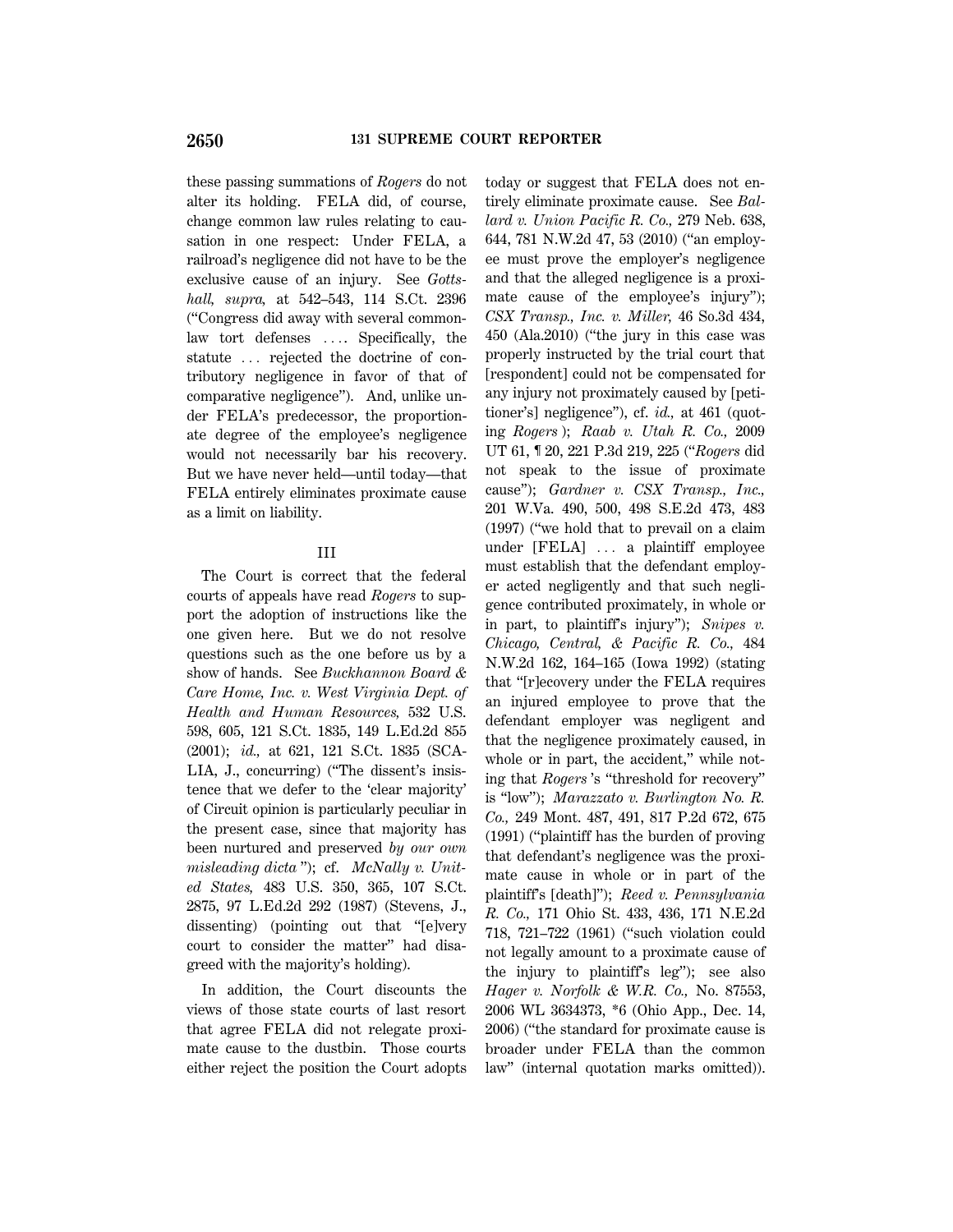these passing summations of *Rogers* do not alter its holding. FELA did, of course, change common law rules relating to causation in one respect: Under FELA, a railroad's negligence did not have to be the exclusive cause of an injury. See *Gottshall, supra,* at 542–543, 114 S.Ct. 2396 ("Congress did away with several common-law tort defenses .... Specifically, the statute ... rejected the doctrine of contributory negligence in favor of that of comparative negligence"). And, unlike under FELA's predecessor, the proportionate degree of the employee's negligence would not necessarily bar his recovery. But we have never held—until today—that FELA entirely eliminates proximate cause as a limit on liability.

## III

The Court is correct that the federal courts of appeals have read *Rogers* to support the adoption of instructions like the one given here. But we do not resolve questions such as the one before us by a show of hands. See *Buckhannon Board & Care Home, Inc. v. West Virginia Dept. of Health and Human Resources,* 532 U.S. 598, 605, 121 S.Ct. 1835, 149 L.Ed.2d 855 (2001); *id.,* at 621, 121 S.Ct. 1835 (SCALIA, J., concurring) ("The dissent's insistence that we defer to the 'clear majority' of Circuit opinion is particularly peculiar in the present case, since that majority has been nurtured and preserved *by our own misleading dicta*"); cf. *McNally v. United States,* 483 U.S. 350, 365, 107 S.Ct. 2875, 97 L.Ed.2d 292 (1987) (Stevens, J., dissenting) (pointing out that "[e]very court to consider the matter" had disagreed with the majority's holding).

In addition, the Court discounts the views of those state courts of last resort that agree FELA did not relegate proximate cause to the dustbin. Those courts either reject the position the Court adopts today or suggest that FELA does not entirely eliminate proximate cause. See *Ballard v. Union Pacific R. Co.,* 279 Neb. 638, 644, 781 N.W.2d 47, 53 (2010) ("an employee must prove the employer's negligence and that the alleged negligence is a proximate cause of the employee's injury"); *CSX Transp., Inc. v. Miller,* 46 So.3d 434, 450 (Ala.2010) ("the jury in this case was properly instructed by the trial court that [respondent] could not be compensated for any injury not proximately caused by [petitioner's] negligence"), cf. *id.,* at 461 (quoting *Rogers*); *Raab v. Utah R. Co.,* 2009 UT 61, ¶ 20, 221 P.3d 219, 225 ("*Rogers* did not speak to the issue of proximate cause"); *Gardner v. CSX Transp., Inc.,* 201 W.Va. 490, 500, 498 S.E.2d 473, 483 (1997) ("we hold that to prevail on a claim under [FELA] ... a plaintiff employee must establish that the defendant employer acted negligently and that such negligence contributed proximately, in whole or in part, to plaintiff's injury"); *Snipes v. Chicago, Central, & Pacific R. Co.,* 484 N.W.2d 162, 164–165 (Iowa 1992) (stating that "[r]ecovery under the FELA requires an injured employee to prove that the defendant employer was negligent and that the negligence proximately caused, in whole or in part, the accident," while noting that *Rogers*'s "threshold for recovery" is "low"); *Marazzato v. Burlington No. R. Co.,* 249 Mont. 487, 491, 817 P.2d 672, 675 (1991) ("plaintiff has the burden of proving that defendant's negligence was the proximate cause in whole or in part of the plaintiff's [death]"); *Reed v. Pennsylvania R. Co.,* 171 Ohio St. 433, 436, 171 N.E.2d 718, 721–722 (1961) ("such violation could not legally amount to a proximate cause of the injury to plaintiff's leg"); see also *Hager v. Norfolk & W.R. Co.,* No. 87553, 2006 WL 3634373, *6 (Ohio App., Dec. 14, 2006) ("the standard for proximate cause is broader under FELA than the common law" (internal quotation marks omitted)).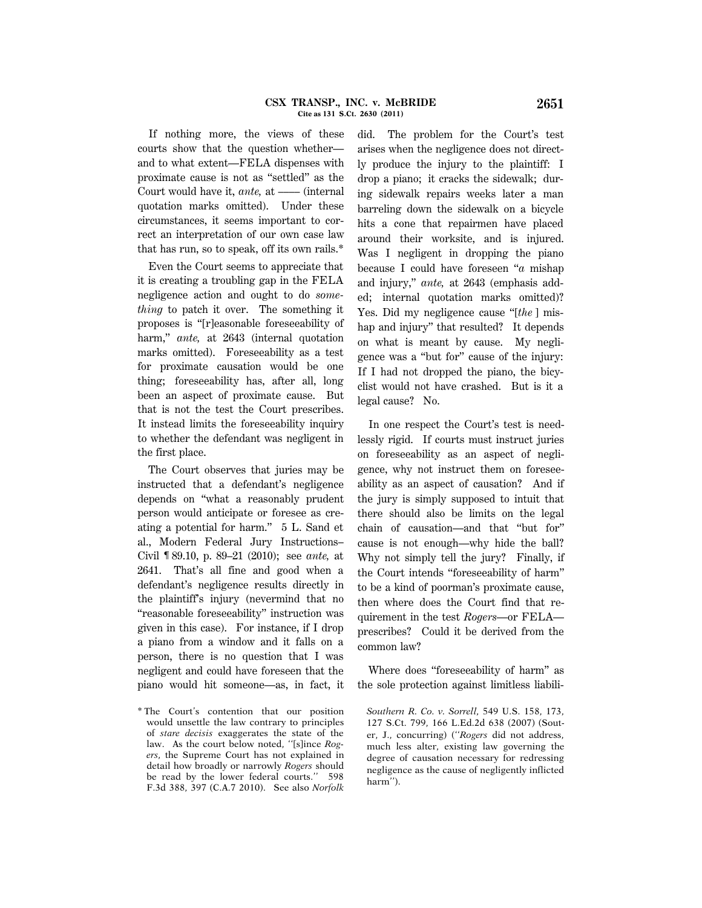If nothing more, the views of these courts show that the question whether—and to what extent—FELA dispenses with proximate cause is not as "settled" as the Court would have it, *ante,* at —— (internal quotation marks omitted). Under these circumstances, it seems important to correct an interpretation of our own case law that has run, so to speak, off its own rails.*

Even the Court seems to appreciate that it is creating a troubling gap in the FELA negligence action and ought to do *something* to patch it over. The something it proposes is "[r]easonable foreseeability of harm," *ante,* at 2643 (internal quotation marks omitted). Foreseeability as a test for proximate causation would be one thing; foreseeability has, after all, long been an aspect of proximate cause. But that is not the test the Court prescribes. It instead limits the foreseeability inquiry to whether the defendant was negligent in the first place.

The Court observes that juries may be instructed that a defendant's negligence depends on "what a reasonably prudent person would anticipate or foresee as creating a potential for harm." 5 L. Sand et al., Modern Federal Jury Instructions–Civil ¶ 89.10, p. 89–21 (2010); see *ante,* at 2641. That's all fine and good when a defendant's negligence results directly in the plaintiff's injury (nevermind that no "reasonable foreseeability" instruction was given in this case). For instance, if I drop a piano from a window and it falls on a person, there is no question that I was negligent and could have foreseen that the piano would hit someone—as, in fact, it did. The problem for the Court's test arises when the negligence does not directly produce the injury to the plaintiff: I drop a piano; it cracks the sidewalk; during sidewalk repairs weeks later a man barreling down the sidewalk on a bicycle hits a cone that repairmen have placed around their worksite, and is injured. Was I negligent in dropping the piano because I could have foreseen "*a* mishap and injury," *ante,* at 2643 (emphasis added; internal quotation marks omitted)? Yes. Did my negligence cause "[*the* ] mishap and injury" that resulted? It depends on what is meant by cause. My negligence was a "but for" cause of the injury: If I had not dropped the piano, the bicyclist would not have crashed. But is it a legal cause? No.

In one respect the Court's test is needlessly rigid. If courts must instruct juries on foreseeability as an aspect of negligence, why not instruct them on foreseeability as an aspect of causation? And if the jury is simply supposed to intuit that there should also be limits on the legal chain of causation—and that "but for" cause is not enough—why hide the ball? Why not simply tell the jury? Finally, if the Court intends "foreseeability of harm" to be a kind of poorman's proximate cause, then where does the Court find that requirement in the test *Rogers*—or FELA—prescribes? Could it be derived from the common law?

Where does "foreseeability of harm" as the sole protection against limitless liabili-

---

\* The Court's contention that our position would unsettle the law contrary to principles of *stare decisis* exaggerates the state of the law. As the court below noted, "[s]ince *Rogers,* the Supreme Court has not explained in detail how broadly or narrowly *Rogers* should be read by the lower federal courts." 598 F.3d 388, 397 (C.A.7 2010). See also *Norfolk Southern R. Co. v. Sorrell,* 549 U.S. 158, 173, 127 S.Ct. 799, 166 L.Ed.2d 638 (2007) (Souter, J., concurring) ("*Rogers* did not address, much less alter, existing law governing the degree of causation necessary for redressing negligence as the cause of negligently inflicted harm").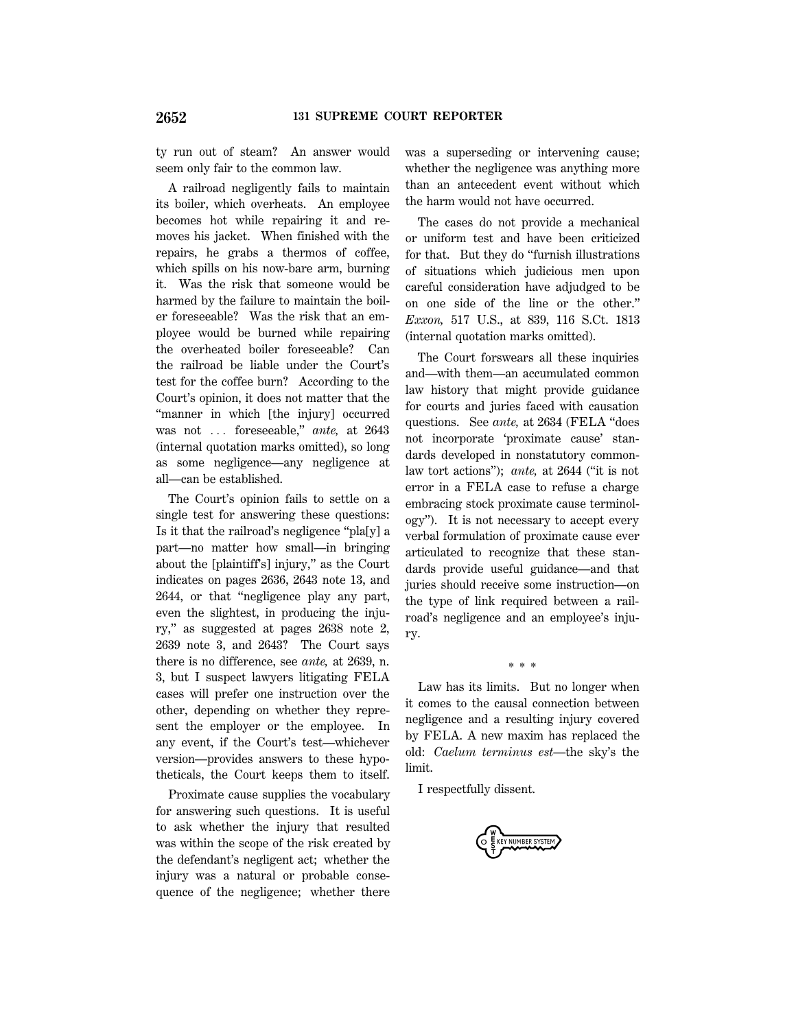ty run out of steam? An answer would seem only fair to the common law.

A railroad negligently fails to maintain its boiler, which overheats. An employee becomes hot while repairing it and removes his jacket. When finished with the repairs, he grabs a thermos of coffee, which spills on his now-bare arm, burning it. Was the risk that someone would be harmed by the failure to maintain the boiler foreseeable? Was the risk that an employee would be burned while repairing the overheated boiler foreseeable? Can the railroad be liable under the Court's test for the coffee burn? According to the Court's opinion, it does not matter that the "manner in which [the injury] occurred was not . . . foreseeable," *ante,* at 2643 (internal quotation marks omitted), so long as some negligence—any negligence at all—can be established.

The Court's opinion fails to settle on a single test for answering these questions: Is it that the railroad's negligence "pla[y] a part—no matter how small—in bringing about the [plaintiff's] injury," as the Court indicates on pages 2636, 2643 note 13, and 2644, or that "negligence play any part, even the slightest, in producing the injury," as suggested at pages 2638 note 2, 2639 note 3, and 2643? The Court says there is no difference, see *ante,* at 2639, n. 3, but I suspect lawyers litigating FELA cases will prefer one instruction over the other, depending on whether they represent the employer or the employee. In any event, if the Court's test—whichever version—provides answers to these hypotheticals, the Court keeps them to itself.

Proximate cause supplies the vocabulary for answering such questions. It is useful to ask whether the injury that resulted was within the scope of the risk created by the defendant's negligent act; whether the injury was a natural or probable consequence of the negligence; whether there was a superseding or intervening cause; whether the negligence was anything more than an antecedent event without which the harm would not have occurred.

The cases do not provide a mechanical or uniform test and have been criticized for that. But they do "furnish illustrations of situations which judicious men upon careful consideration have adjudged to be on one side of the line or the other." *Exxon,* 517 U.S., at 839, 116 S.Ct. 1813 (internal quotation marks omitted).

The Court forswears all these inquiries and—with them—an accumulated common law history that might provide guidance for courts and juries faced with causation questions. See *ante,* at 2634 (FELA "does not incorporate 'proximate cause' standards developed in nonstatutory common-law tort actions"); *ante,* at 2644 ("it is not error in a FELA case to refuse a charge embracing stock proximate cause terminology"). It is not necessary to accept every verbal formulation of proximate cause ever articulated to recognize that these standards provide useful guidance—and that juries should receive some instruction—on the type of link required between a railroad's negligence and an employee's injury.

\* \* \*

Law has its limits. But no longer when it comes to the causal connection between negligence and a resulting injury covered by FELA. A new maxim has replaced the old: *Caelum terminus est*—the sky's the limit.

I respectfully dissent.